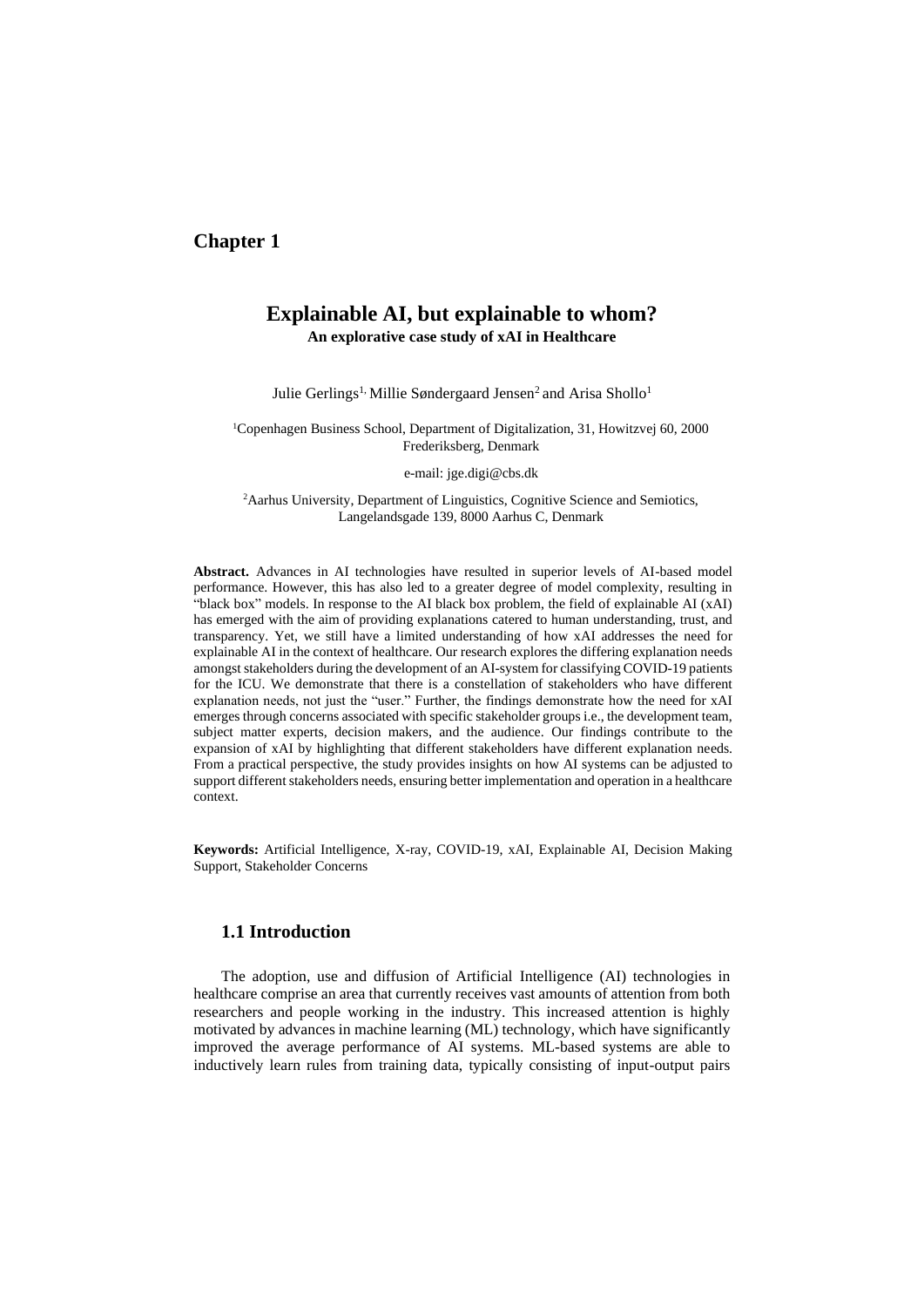# Chapter 1

## Explainable AI, but explainable to whom?

**An explorative case study of xAI in Healthcare**

Julie Gerlings[1,] Millie Søndergaard Jensen[2] and Arisa Shollo[1]

[1]Copenhagen Business School, Department of Digitalization, 31, Howitzvej 60, 2000 Frederiksberg, Denmark

e-mail: jge.digi@cbs.dk

[2]Aarhus University, Department of Linguistics, Cognitive Science and Semiotics, Langelandsgade 139, 8000 Aarhus C, Denmark

**Abstract.** Advances in AI technologies have resulted in superior levels of AI-based model performance. However, this has also led to a greater degree of model complexity, resulting in "black box" models. In response to the AI black box problem, the field of explainable AI (xAI) has emerged with the aim of providing explanations catered to human understanding, trust, and transparency. Yet, we still have a limited understanding of how xAI addresses the need for explainable AI in the context of healthcare. Our research explores the differing explanation needs amongst stakeholders during the development of an AI-system for classifying COVID-19 patients for the ICU. We demonstrate that there is a constellation of stakeholders who have different explanation needs, not just the "user." Further, the findings demonstrate how the need for xAI emerges through concerns associated with specific stakeholder groups i.e., the development team, subject matter experts, decision makers, and the audience. Our findings contribute to the expansion of xAI by highlighting that different stakeholders have different explanation needs. From a practical perspective, the study provides insights on how AI systems can be adjusted to support different stakeholders needs, ensuring better implementation and operation in a healthcare context.

**Keywords:** Artificial Intelligence, X-ray, COVID-19, xAI, Explainable AI, Decision Making Support, Stakeholder Concerns

### 1.1 Introduction

The adoption, use and diffusion of Artificial Intelligence (AI) technologies in healthcare comprise an area that currently receives vast amounts of attention from both researchers and people working in the industry. This increased attention is highly motivated by advances in machine learning (ML) technology, which have significantly improved the average performance of AI systems. ML-based systems are able to inductively learn rules from training data, typically consisting of input-output pairs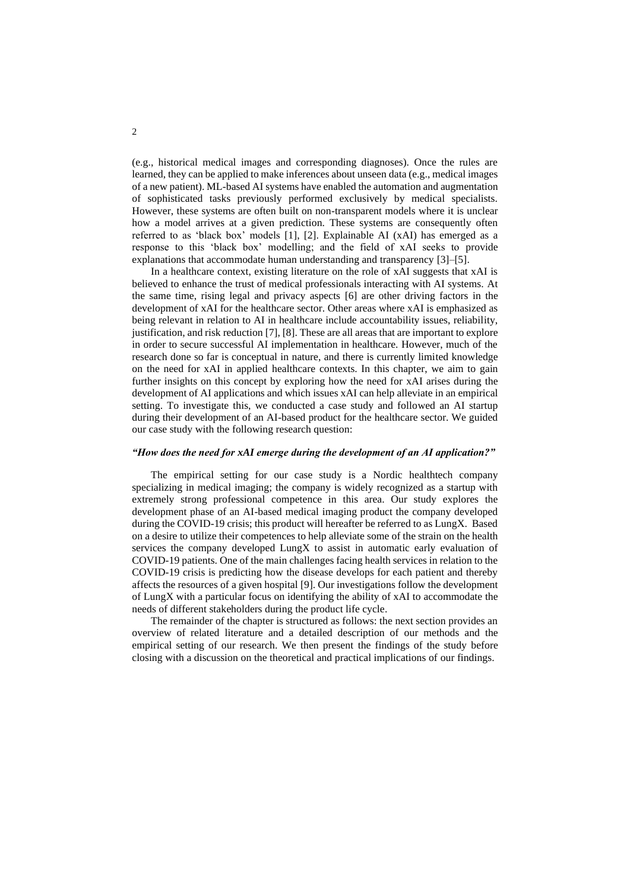(e.g., historical medical images and corresponding diagnoses). Once the rules are learned, they can be applied to make inferences about unseen data (e.g., medical images of a new patient). ML-based AI systems have enabled the automation and augmentation of sophisticated tasks previously performed exclusively by medical specialists. However, these systems are often built on non-transparent models where it is unclear how a model arrives at a given prediction. These systems are consequently often referred to as 'black box' models [1], [2]. Explainable AI (xAI) has emerged as a response to this 'black box' modelling; and the field of xAI seeks to provide explanations that accommodate human understanding and transparency [3]–[5].

In a healthcare context, existing literature on the role of xAI suggests that xAI is believed to enhance the trust of medical professionals interacting with AI systems. At the same time, rising legal and privacy aspects [6] are other driving factors in the development of xAI for the healthcare sector. Other areas where xAI is emphasized as being relevant in relation to AI in healthcare include accountability issues, reliability, justification, and risk reduction [7], [8]. These are all areas that are important to explore in order to secure successful AI implementation in healthcare. However, much of the research done so far is conceptual in nature, and there is currently limited knowledge on the need for xAI in applied healthcare contexts. In this chapter, we aim to gain further insights on this concept by exploring how the need for xAI arises during the development of AI applications and which issues xAI can help alleviate in an empirical setting. To investigate this, we conducted a case study and followed an AI startup during their development of an AI-based product for the healthcare sector. We guided our case study with the following research question:

***"How does the need for xAI emerge during the development of an AI application?"***

The empirical setting for our case study is a Nordic healthtech company specializing in medical imaging; the company is widely recognized as a startup with extremely strong professional competence in this area. Our study explores the development phase of an AI-based medical imaging product the company developed during the COVID-19 crisis; this product will hereafter be referred to as LungX. Based on a desire to utilize their competences to help alleviate some of the strain on the health services the company developed LungX to assist in automatic early evaluation of COVID-19 patients. One of the main challenges facing health services in relation to the COVID-19 crisis is predicting how the disease develops for each patient and thereby affects the resources of a given hospital [9]. Our investigations follow the development of LungX with a particular focus on identifying the ability of xAI to accommodate the needs of different stakeholders during the product life cycle.

The remainder of the chapter is structured as follows: the next section provides an overview of related literature and a detailed description of our methods and the empirical setting of our research. We then present the findings of the study before closing with a discussion on the theoretical and practical implications of our findings.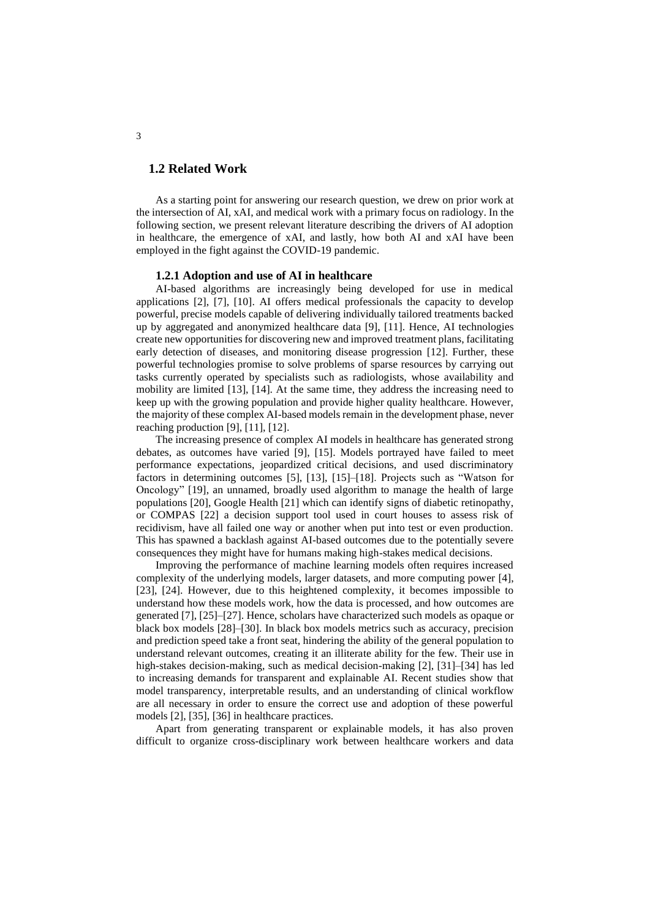## 1.2 Related Work

As a starting point for answering our research question, we drew on prior work at the intersection of AI, xAI, and medical work with a primary focus on radiology. In the following section, we present relevant literature describing the drivers of AI adoption in healthcare, the emergence of xAI, and lastly, how both AI and xAI have been employed in the fight against the COVID-19 pandemic.

### 1.2.1 Adoption and use of AI in healthcare

AI-based algorithms are increasingly being developed for use in medical applications [2], [7], [10]. AI offers medical professionals the capacity to develop powerful, precise models capable of delivering individually tailored treatments backed up by aggregated and anonymized healthcare data [9], [11]. Hence, AI technologies create new opportunities for discovering new and improved treatment plans, facilitating early detection of diseases, and monitoring disease progression [12]. Further, these powerful technologies promise to solve problems of sparse resources by carrying out tasks currently operated by specialists such as radiologists, whose availability and mobility are limited [13], [14]. At the same time, they address the increasing need to keep up with the growing population and provide higher quality healthcare. However, the majority of these complex AI-based models remain in the development phase, never reaching production [9], [11], [12].

The increasing presence of complex AI models in healthcare has generated strong debates, as outcomes have varied [9], [15]. Models portrayed have failed to meet performance expectations, jeopardized critical decisions, and used discriminatory factors in determining outcomes [5], [13], [15]–[18]. Projects such as "Watson for Oncology" [19], an unnamed, broadly used algorithm to manage the health of large populations [20], Google Health [21] which can identify signs of diabetic retinopathy, or COMPAS [22] a decision support tool used in court houses to assess risk of recidivism, have all failed one way or another when put into test or even production. This has spawned a backlash against AI-based outcomes due to the potentially severe consequences they might have for humans making high-stakes medical decisions.

Improving the performance of machine learning models often requires increased complexity of the underlying models, larger datasets, and more computing power [4], [23], [24]. However, due to this heightened complexity, it becomes impossible to understand how these models work, how the data is processed, and how outcomes are generated [7], [25]–[27]. Hence, scholars have characterized such models as opaque or black box models [28]–[30]. In black box models metrics such as accuracy, precision and prediction speed take a front seat, hindering the ability of the general population to understand relevant outcomes, creating it an illiterate ability for the few. Their use in high-stakes decision-making, such as medical decision-making [2], [31]–[34] has led to increasing demands for transparent and explainable AI. Recent studies show that model transparency, interpretable results, and an understanding of clinical workflow are all necessary in order to ensure the correct use and adoption of these powerful models [2], [35], [36] in healthcare practices.

Apart from generating transparent or explainable models, it has also proven difficult to organize cross-disciplinary work between healthcare workers and data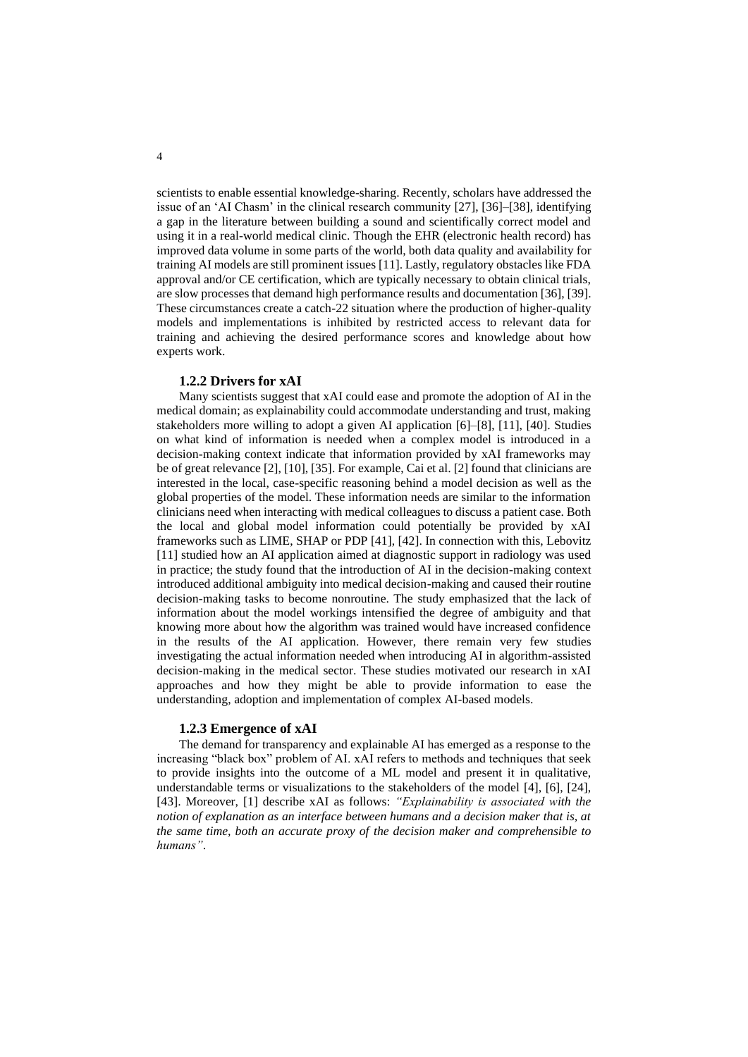scientists to enable essential knowledge-sharing. Recently, scholars have addressed the issue of an 'AI Chasm' in the clinical research community [27], [36]–[38], identifying a gap in the literature between building a sound and scientifically correct model and using it in a real-world medical clinic. Though the EHR (electronic health record) has improved data volume in some parts of the world, both data quality and availability for training AI models are still prominent issues [11]. Lastly, regulatory obstacles like FDA approval and/or CE certification, which are typically necessary to obtain clinical trials, are slow processes that demand high performance results and documentation [36], [39]. These circumstances create a catch-22 situation where the production of higher-quality models and implementations is inhibited by restricted access to relevant data for training and achieving the desired performance scores and knowledge about how experts work.

### 1.2.2 Drivers for xAI

Many scientists suggest that xAI could ease and promote the adoption of AI in the medical domain; as explainability could accommodate understanding and trust, making stakeholders more willing to adopt a given AI application [6]–[8], [11], [40]. Studies on what kind of information is needed when a complex model is introduced in a decision-making context indicate that information provided by xAI frameworks may be of great relevance [2], [10], [35]. For example, Cai et al. [2] found that clinicians are interested in the local, case-specific reasoning behind a model decision as well as the global properties of the model. These information needs are similar to the information clinicians need when interacting with medical colleagues to discuss a patient case. Both the local and global model information could potentially be provided by xAI frameworks such as LIME, SHAP or PDP [41], [42]. In connection with this, Lebovitz [11] studied how an AI application aimed at diagnostic support in radiology was used in practice; the study found that the introduction of AI in the decision-making context introduced additional ambiguity into medical decision-making and caused their routine decision-making tasks to become nonroutine. The study emphasized that the lack of information about the model workings intensified the degree of ambiguity and that knowing more about how the algorithm was trained would have increased confidence in the results of the AI application. However, there remain very few studies investigating the actual information needed when introducing AI in algorithm-assisted decision-making in the medical sector. These studies motivated our research in xAI approaches and how they might be able to provide information to ease the understanding, adoption and implementation of complex AI-based models.

### 1.2.3 Emergence of xAI

The demand for transparency and explainable AI has emerged as a response to the increasing "black box" problem of AI. xAI refers to methods and techniques that seek to provide insights into the outcome of a ML model and present it in qualitative, understandable terms or visualizations to the stakeholders of the model [4], [6], [24], [43]. Moreover, [1] describe xAI as follows: *"Explainability is associated with the notion of explanation as an interface between humans and a decision maker that is, at the same time, both an accurate proxy of the decision maker and comprehensible to humans"*.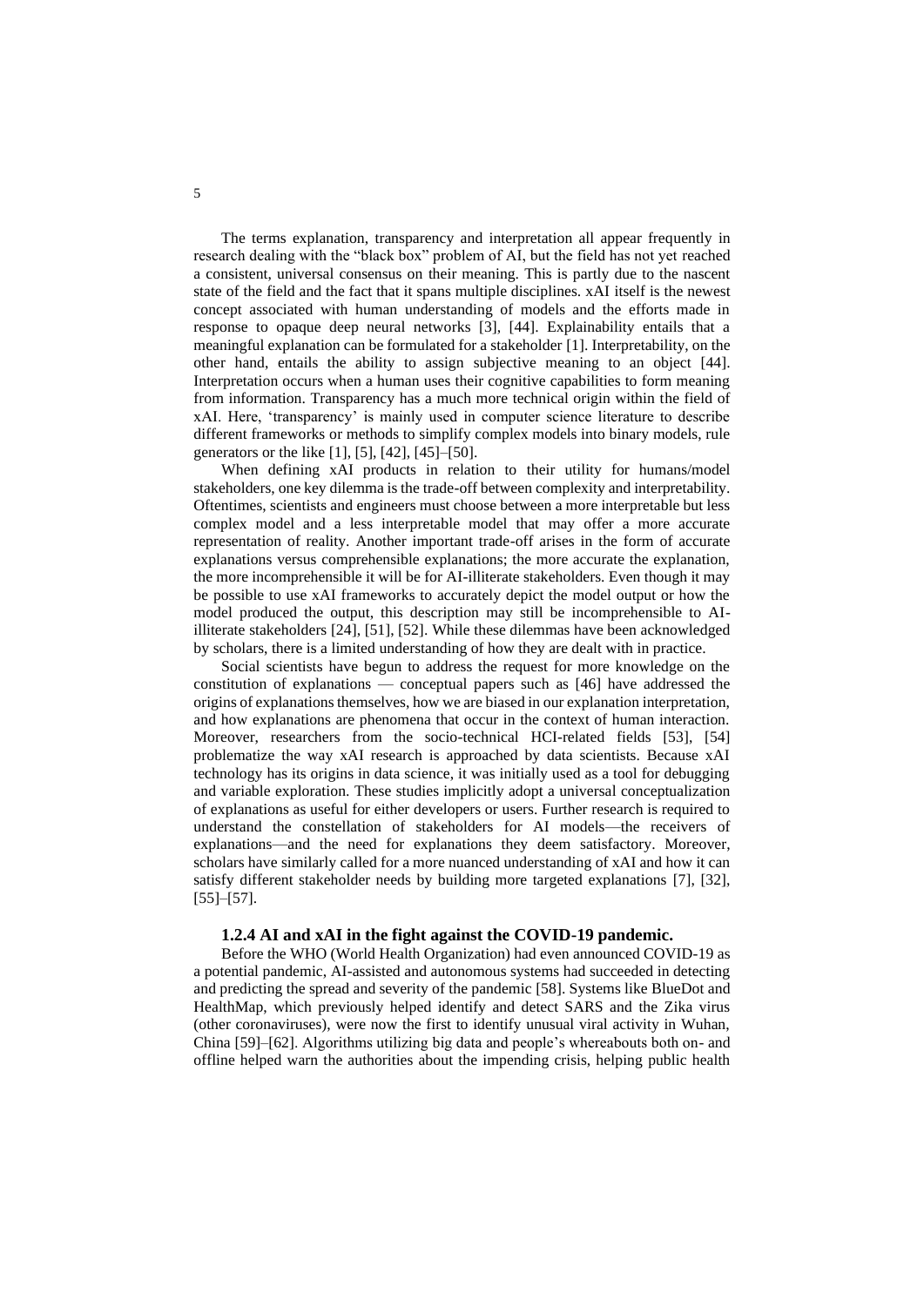The terms explanation, transparency and interpretation all appear frequently in research dealing with the "black box" problem of AI, but the field has not yet reached a consistent, universal consensus on their meaning. This is partly due to the nascent state of the field and the fact that it spans multiple disciplines. xAI itself is the newest concept associated with human understanding of models and the efforts made in response to opaque deep neural networks [3], [44]. Explainability entails that a meaningful explanation can be formulated for a stakeholder [1]. Interpretability, on the other hand, entails the ability to assign subjective meaning to an object [44]. Interpretation occurs when a human uses their cognitive capabilities to form meaning from information. Transparency has a much more technical origin within the field of xAI. Here, 'transparency' is mainly used in computer science literature to describe different frameworks or methods to simplify complex models into binary models, rule generators or the like [1], [5], [42], [45]–[50].

When defining xAI products in relation to their utility for humans/model stakeholders, one key dilemma is the trade-off between complexity and interpretability. Oftentimes, scientists and engineers must choose between a more interpretable but less complex model and a less interpretable model that may offer a more accurate representation of reality. Another important trade-off arises in the form of accurate explanations versus comprehensible explanations; the more accurate the explanation, the more incomprehensible it will be for AI-illiterate stakeholders. Even though it may be possible to use xAI frameworks to accurately depict the model output or how the model produced the output, this description may still be incomprehensible to AI-illiterate stakeholders [24], [51], [52]. While these dilemmas have been acknowledged by scholars, there is a limited understanding of how they are dealt with in practice.

Social scientists have begun to address the request for more knowledge on the constitution of explanations — conceptual papers such as [46] have addressed the origins of explanations themselves, how we are biased in our explanation interpretation, and how explanations are phenomena that occur in the context of human interaction. Moreover, researchers from the socio-technical HCI-related fields [53], [54] problematize the way xAI research is approached by data scientists. Because xAI technology has its origins in data science, it was initially used as a tool for debugging and variable exploration. These studies implicitly adopt a universal conceptualization of explanations as useful for either developers or users. Further research is required to understand the constellation of stakeholders for AI models—the receivers of explanations—and the need for explanations they deem satisfactory. Moreover, scholars have similarly called for a more nuanced understanding of xAI and how it can satisfy different stakeholder needs by building more targeted explanations [7], [32], [55]–[57].

### 1.2.4 AI and xAI in the fight against the COVID-19 pandemic.

Before the WHO (World Health Organization) had even announced COVID-19 as a potential pandemic, AI-assisted and autonomous systems had succeeded in detecting and predicting the spread and severity of the pandemic [58]. Systems like BlueDot and HealthMap, which previously helped identify and detect SARS and the Zika virus (other coronaviruses), were now the first to identify unusual viral activity in Wuhan, China [59]–[62]. Algorithms utilizing big data and people's whereabouts both on- and offline helped warn the authorities about the impending crisis, helping public health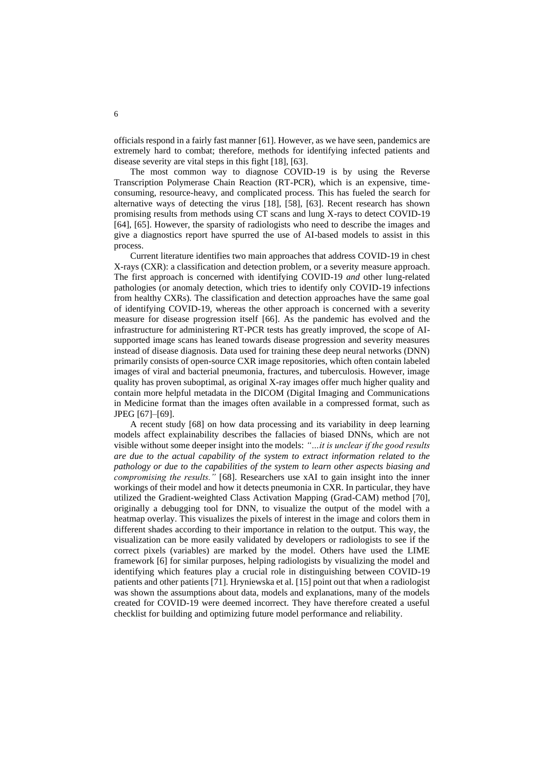officials respond in a fairly fast manner [61]. However, as we have seen, pandemics are extremely hard to combat; therefore, methods for identifying infected patients and disease severity are vital steps in this fight [18], [63].

The most common way to diagnose COVID-19 is by using the Reverse Transcription Polymerase Chain Reaction (RT-PCR), which is an expensive, time-consuming, resource-heavy, and complicated process. This has fueled the search for alternative ways of detecting the virus [18], [58], [63]. Recent research has shown promising results from methods using CT scans and lung X-rays to detect COVID-19 [64], [65]. However, the sparsity of radiologists who need to describe the images and give a diagnostics report have spurred the use of AI-based models to assist in this process.

Current literature identifies two main approaches that address COVID-19 in chest X-rays (CXR): a classification and detection problem, or a severity measure approach. The first approach is concerned with identifying COVID-19 *and* other lung-related pathologies (or anomaly detection, which tries to identify only COVID-19 infections from healthy CXRs). The classification and detection approaches have the same goal of identifying COVID-19, whereas the other approach is concerned with a severity measure for disease progression itself [66]. As the pandemic has evolved and the infrastructure for administering RT-PCR tests has greatly improved, the scope of AI-supported image scans has leaned towards disease progression and severity measures instead of disease diagnosis. Data used for training these deep neural networks (DNN) primarily consists of open-source CXR image repositories, which often contain labeled images of viral and bacterial pneumonia, fractures, and tuberculosis. However, image quality has proven suboptimal, as original X-ray images offer much higher quality and contain more helpful metadata in the DICOM (Digital Imaging and Communications in Medicine format than the images often available in a compressed format, such as JPEG [67]–[69].

A recent study [68] on how data processing and its variability in deep learning models affect explainability describes the fallacies of biased DNNs, which are not visible without some deeper insight into the models: *"…it is unclear if the good results are due to the actual capability of the system to extract information related to the pathology or due to the capabilities of the system to learn other aspects biasing and compromising the results."* [68]. Researchers use xAI to gain insight into the inner workings of their model and how it detects pneumonia in CXR. In particular, they have utilized the Gradient-weighted Class Activation Mapping (Grad-CAM) method [70], originally a debugging tool for DNN, to visualize the output of the model with a heatmap overlay. This visualizes the pixels of interest in the image and colors them in different shades according to their importance in relation to the output. This way, the visualization can be more easily validated by developers or radiologists to see if the correct pixels (variables) are marked by the model. Others have used the LIME framework [6] for similar purposes, helping radiologists by visualizing the model and identifying which features play a crucial role in distinguishing between COVID-19 patients and other patients [71]. Hryniewska et al. [15] point out that when a radiologist was shown the assumptions about data, models and explanations, many of the models created for COVID-19 were deemed incorrect. They have therefore created a useful checklist for building and optimizing future model performance and reliability.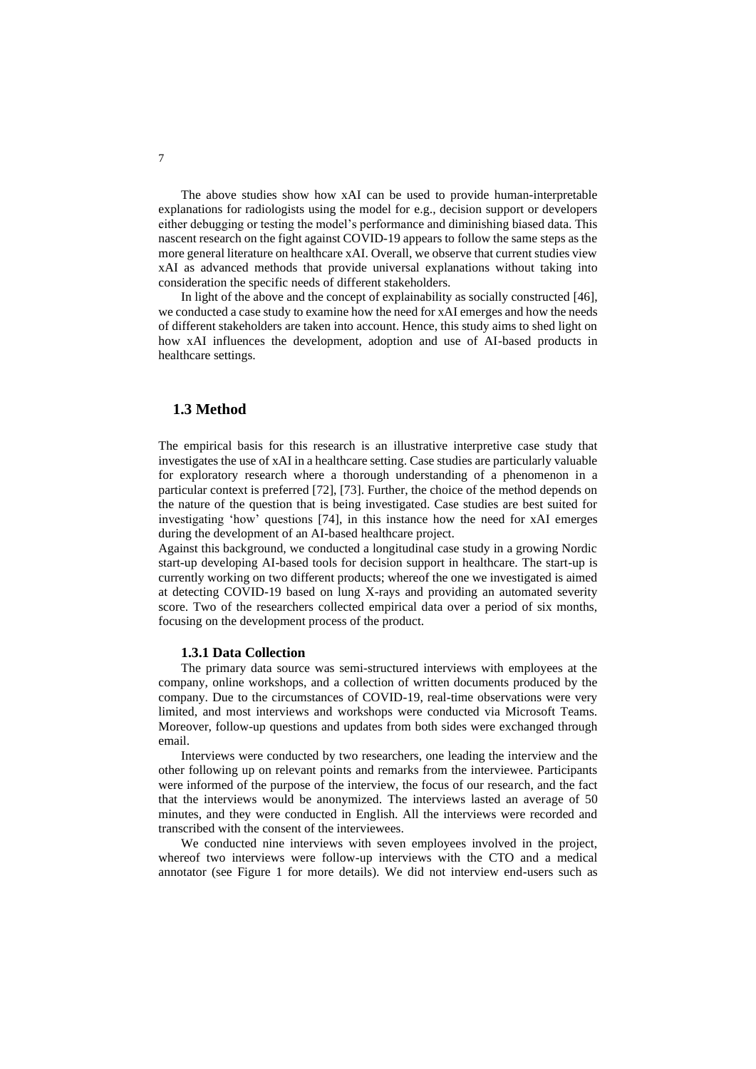The above studies show how xAI can be used to provide human-interpretable explanations for radiologists using the model for e.g., decision support or developers either debugging or testing the model's performance and diminishing biased data. This nascent research on the fight against COVID-19 appears to follow the same steps as the more general literature on healthcare xAI. Overall, we observe that current studies view xAI as advanced methods that provide universal explanations without taking into consideration the specific needs of different stakeholders.

In light of the above and the concept of explainability as socially constructed [46], we conducted a case study to examine how the need for xAI emerges and how the needs of different stakeholders are taken into account. Hence, this study aims to shed light on how xAI influences the development, adoption and use of AI-based products in healthcare settings.

## 1.3 Method

The empirical basis for this research is an illustrative interpretive case study that investigates the use of xAI in a healthcare setting. Case studies are particularly valuable for exploratory research where a thorough understanding of a phenomenon in a particular context is preferred [72], [73]. Further, the choice of the method depends on the nature of the question that is being investigated. Case studies are best suited for investigating 'how' questions [74], in this instance how the need for xAI emerges during the development of an AI-based healthcare project.

Against this background, we conducted a longitudinal case study in a growing Nordic start-up developing AI-based tools for decision support in healthcare. The start-up is currently working on two different products; whereof the one we investigated is aimed at detecting COVID-19 based on lung X-rays and providing an automated severity score. Two of the researchers collected empirical data over a period of six months, focusing on the development process of the product.

### 1.3.1 Data Collection

The primary data source was semi-structured interviews with employees at the company, online workshops, and a collection of written documents produced by the company. Due to the circumstances of COVID-19, real-time observations were very limited, and most interviews and workshops were conducted via Microsoft Teams. Moreover, follow-up questions and updates from both sides were exchanged through email.

Interviews were conducted by two researchers, one leading the interview and the other following up on relevant points and remarks from the interviewee. Participants were informed of the purpose of the interview, the focus of our research, and the fact that the interviews would be anonymized. The interviews lasted an average of 50 minutes, and they were conducted in English. All the interviews were recorded and transcribed with the consent of the interviewees.

We conducted nine interviews with seven employees involved in the project, whereof two interviews were follow-up interviews with the CTO and a medical annotator (see Figure 1 for more details). We did not interview end-users such as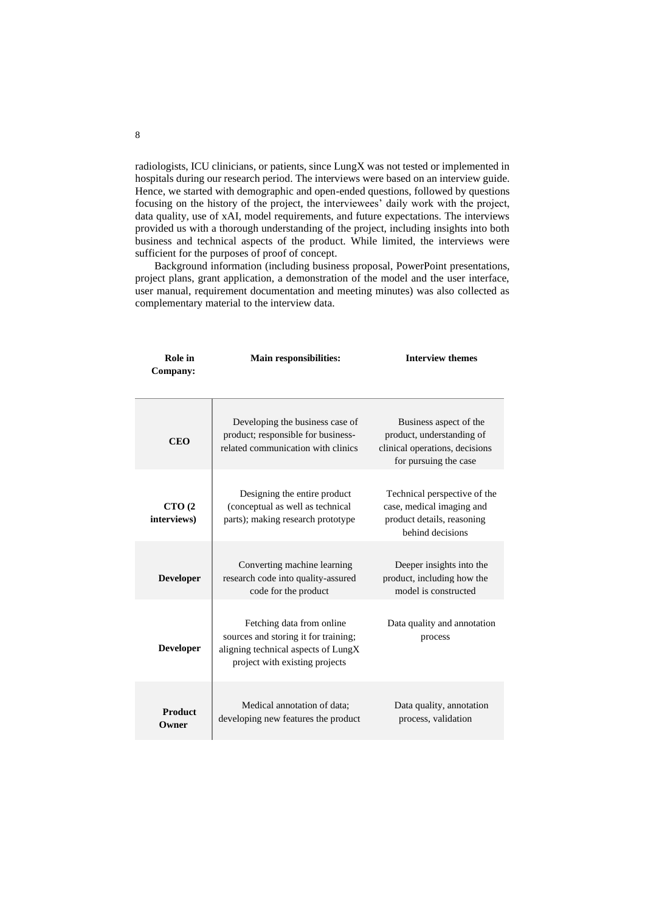radiologists, ICU clinicians, or patients, since LungX was not tested or implemented in hospitals during our research period. The interviews were based on an interview guide. Hence, we started with demographic and open-ended questions, followed by questions focusing on the history of the project, the interviewees' daily work with the project, data quality, use of xAI, model requirements, and future expectations. The interviews provided us with a thorough understanding of the project, including insights into both business and technical aspects of the product. While limited, the interviews were sufficient for the purposes of proof of concept.

Background information (including business proposal, PowerPoint presentations, project plans, grant application, a demonstration of the model and the user interface, user manual, requirement documentation and meeting minutes) was also collected as complementary material to the interview data.

| **Role in Company:** | **Main responsibilities:** | **Interview themes** |
|---|---|---|
| **CEO** | Developing the business case of product; responsible for business-related communication with clinics | Business aspect of the product, understanding of clinical operations, decisions for pursuing the case |
| **CTO (2 interviews)** | Designing the entire product (conceptual as well as technical parts); making research prototype | Technical perspective of the case, medical imaging and product details, reasoning behind decisions |
| **Developer** | Converting machine learning research code into quality-assured code for the product | Deeper insights into the product, including how the model is constructed |
| **Developer** | Fetching data from online sources and storing it for training; aligning technical aspects of LungX project with existing projects | Data quality and annotation process |
| **Product Owner** | Medical annotation of data; developing new features the product | Data quality, annotation process, validation |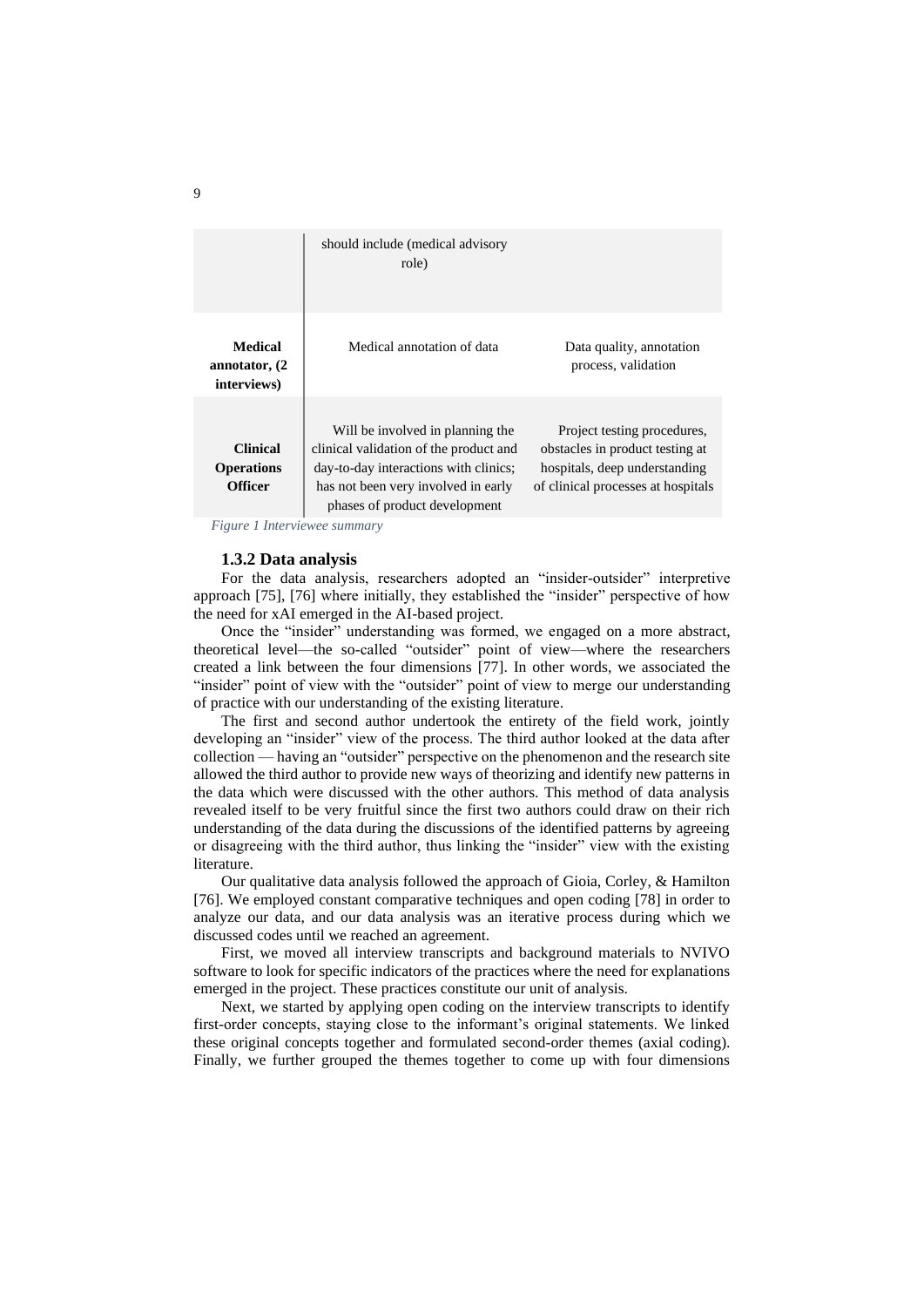| | | |
|---|---|---|
| | should include (medical advisory role) | |
| **Medical annotator, (2 interviews)** | Medical annotation of data | Data quality, annotation process, validation |
| **Clinical Operations Officer** | Will be involved in planning the clinical validation of the product and day-to-day interactions with clinics; has not been very involved in early phases of product development | Project testing procedures, obstacles in product testing at hospitals, deep understanding of clinical processes at hospitals |

*Figure 1 Interviewee summary*

### 1.3.2 Data analysis

For the data analysis, researchers adopted an "insider-outsider" interpretive approach [75], [76] where initially, they established the "insider" perspective of how the need for xAI emerged in the AI-based project.

Once the "insider" understanding was formed, we engaged on a more abstract, theoretical level—the so-called "outsider" point of view—where the researchers created a link between the four dimensions [77]. In other words, we associated the "insider" point of view with the "outsider" point of view to merge our understanding of practice with our understanding of the existing literature.

The first and second author undertook the entirety of the field work, jointly developing an "insider" view of the process. The third author looked at the data after collection — having an "outsider" perspective on the phenomenon and the research site allowed the third author to provide new ways of theorizing and identify new patterns in the data which were discussed with the other authors. This method of data analysis revealed itself to be very fruitful since the first two authors could draw on their rich understanding of the data during the discussions of the identified patterns by agreeing or disagreeing with the third author, thus linking the "insider" view with the existing literature.

Our qualitative data analysis followed the approach of Gioia, Corley, & Hamilton [76]. We employed constant comparative techniques and open coding [78] in order to analyze our data, and our data analysis was an iterative process during which we discussed codes until we reached an agreement.

First, we moved all interview transcripts and background materials to NVIVO software to look for specific indicators of the practices where the need for explanations emerged in the project. These practices constitute our unit of analysis.

Next, we started by applying open coding on the interview transcripts to identify first-order concepts, staying close to the informant's original statements. We linked these original concepts together and formulated second-order themes (axial coding). Finally, we further grouped the themes together to come up with four dimensions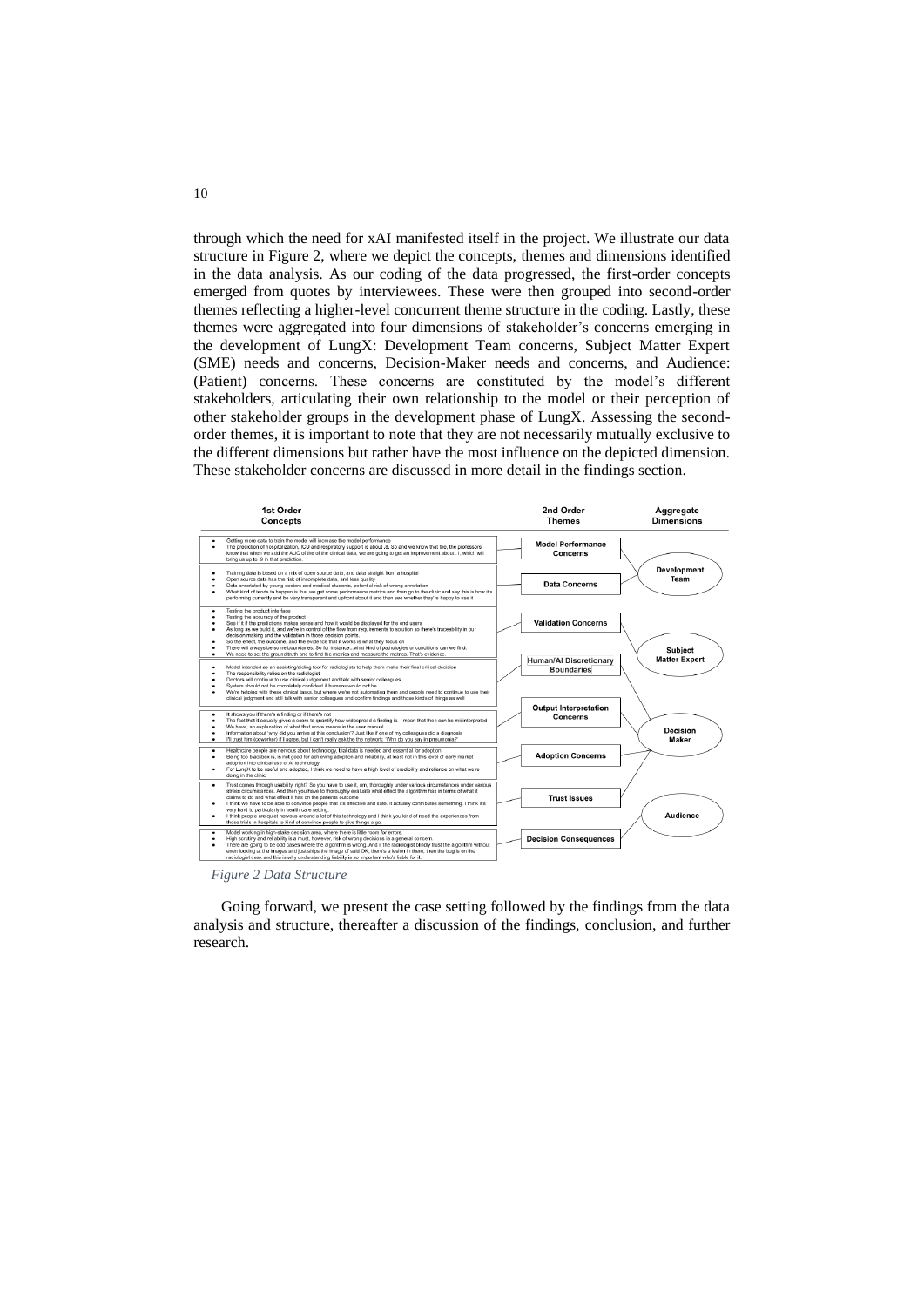through which the need for xAI manifested itself in the project. We illustrate our data structure in Figure 2, where we depict the concepts, themes and dimensions identified in the data analysis. As our coding of the data progressed, the first-order concepts emerged from quotes by interviewees. These were then grouped into second-order themes reflecting a higher-level concurrent theme structure in the coding. Lastly, these themes were aggregated into four dimensions of stakeholder's concerns emerging in the development of LungX: Development Team concerns, Subject Matter Expert (SME) needs and concerns, Decision-Maker needs and concerns, and Audience: (Patient) concerns. These concerns are constituted by the model's different stakeholders, articulating their own relationship to the model or their perception of other stakeholder groups in the development phase of LungX. Assessing the second-order themes, it is important to note that they are not necessarily mutually exclusive to the different dimensions but rather have the most influence on the depicted dimension. These stakeholder concerns are discussed in more detail in the findings section.

| 1st Order Concepts | 2nd Order Themes | Aggregate Dimensions |
| --- | --- | --- |
| • Getting more data to train the model will increase the model performance<br>• The prediction of hospitalization, ICU and respiratory support is about .8. So and we know that the, the professors know that when we add the AUC of the of the clinical data, we are going to get an improvement about .1, which will bring us up to .9 in that prediction. | Model Performance Concerns | Development Team |
| • Training data is based on a mix of open source data, and data straight from a hospital<br>• Open source data has the risk of incomplete data, and less quality<br>• Data annotated by young doctors and medical students, potential risk of wrong annotation<br>• What kind of tends to happen is that we get some performance metrics and then go to the clinic and say this is how it's performing currently and be very transparent and upfront about it and then see whether they're happy to use it | Data Concerns | Development Team |
| • Testing the product interface<br>• Testing the accuracy of the product<br>• See if it if the predictions makes sense and how it would be displayed for the end users<br>• As long as we build it, and we're in control of the flow from requirements to solution so there's traceability in our decision making and the validation in those decision points.<br>• So the effect, the outcome, and the evidence that it works is what they focus on<br>• There will always be some boundaries. So for instance, what kind of pathologies or conditions can we find.<br>• We need to set the ground truth and to find the metrics and measure the metrics. That's evidence. | Validation Concerns | Subject Matter Expert |
| • Model intended as an assisting/aiding tool for radiologists to help them make their final critical decision<br>• The responsibility relies on the radiologist<br>• Doctors will continue to use clinical judgement and talk with senior colleagues<br>• System should not be completely confident if humans would not be<br>• We're helping with these clinical tasks, but where we're not automating them and people need to continue to use their clinical judgment and still talk with senior colleagues and confirm findings and those kinds of things as well | Human/AI Discretionary Boundaries | Subject Matter Expert |
| • It shows you if there's a finding or if there's not<br>• The fact that it actually gives a score to quantify how widespread a finding is. I mean that then can be misinterpreted<br>• We have, an explanation of what that score means in the user manual<br>• Information about 'why did you arrive at this conclusion'? Just like if one of my colleagues did a diagnosis<br>• I'll trust him (coworker) if I agree, but I can't really ask the the network: 'Why do you say in pneumonia?' | Output Interpretation Concerns | Decision Maker |
| • Healthcare people are nervous about technology, trial data is needed and essential for adoption<br>• Being too blackbox-is, is not good for achieving adoption and reliability, at least not in this level of early market adoption into clinical use of AI technology<br>• For LungX to be useful and adopted, I think we need to have a high level of credibility and reliance on what we're doing in the clinic | Adoption Concerns | Decision Maker |
| • Trust comes through usability, right? So you have to use it, um, thoroughly under various circumstances under various stress circumstances. And then you have to thoroughly evaluate what effect the algorithm has in terms of what it claims to do and what effect it has on the patients outcome<br>• I think we have to be able to convince people that it's effective and safe. It actually contributes something. I think it's very hard to particularly in health care setting.<br>• I think people are quiet nervous around a lot of this technology and I think you kind of need the experiences from those trials in hospitals to kind of convince people to give things a go. | Trust Issues | Audience |
| • Model working in high-stake decision area, where there is little room for errors.<br>• High scrutiny and reliability is a must, however, risk of wrong decisions is a general concern<br>• There are going to be odd cases where the algorithm is wrong. And if the radiologist blindly trust the algorithm without even looking at the images and just ships the image of said OK, there's a lesion in there, then the bug is on the radiologist desk and this is why understanding liability is so important who's liable for it. | Decision Consequences | Audience |

*Figure 2 Data Structure*

Going forward, we present the case setting followed by the findings from the data analysis and structure, thereafter a discussion of the findings, conclusion, and further research.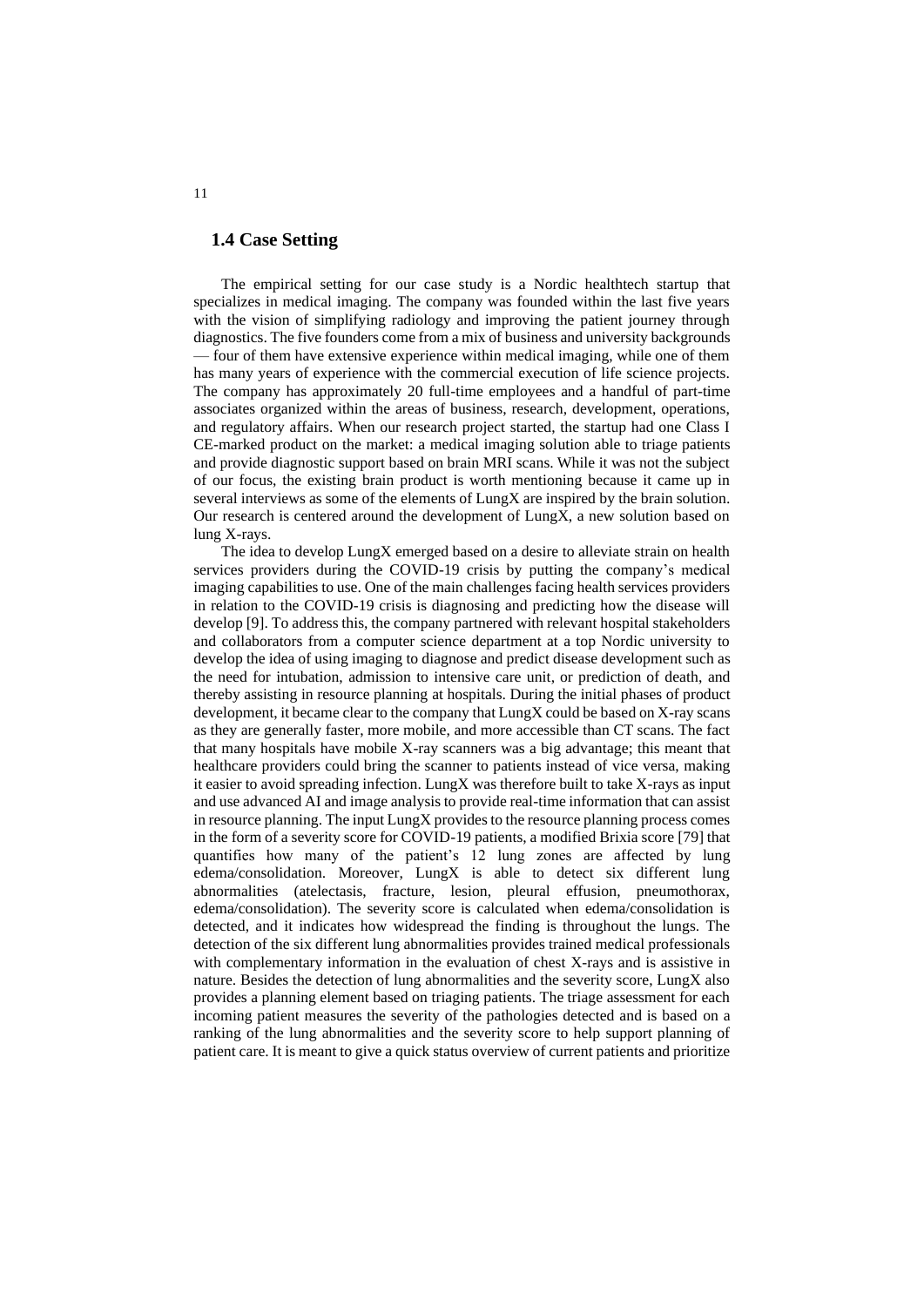## 1.4 Case Setting

The empirical setting for our case study is a Nordic healthtech startup that specializes in medical imaging. The company was founded within the last five years with the vision of simplifying radiology and improving the patient journey through diagnostics. The five founders come from a mix of business and university backgrounds — four of them have extensive experience within medical imaging, while one of them has many years of experience with the commercial execution of life science projects. The company has approximately 20 full-time employees and a handful of part-time associates organized within the areas of business, research, development, operations, and regulatory affairs. When our research project started, the startup had one Class I CE-marked product on the market: a medical imaging solution able to triage patients and provide diagnostic support based on brain MRI scans. While it was not the subject of our focus, the existing brain product is worth mentioning because it came up in several interviews as some of the elements of LungX are inspired by the brain solution. Our research is centered around the development of LungX, a new solution based on lung X-rays.

The idea to develop LungX emerged based on a desire to alleviate strain on health services providers during the COVID-19 crisis by putting the company's medical imaging capabilities to use. One of the main challenges facing health services providers in relation to the COVID-19 crisis is diagnosing and predicting how the disease will develop [9]. To address this, the company partnered with relevant hospital stakeholders and collaborators from a computer science department at a top Nordic university to develop the idea of using imaging to diagnose and predict disease development such as the need for intubation, admission to intensive care unit, or prediction of death, and thereby assisting in resource planning at hospitals. During the initial phases of product development, it became clear to the company that LungX could be based on X-ray scans as they are generally faster, more mobile, and more accessible than CT scans. The fact that many hospitals have mobile X-ray scanners was a big advantage; this meant that healthcare providers could bring the scanner to patients instead of vice versa, making it easier to avoid spreading infection. LungX was therefore built to take X-rays as input and use advanced AI and image analysis to provide real-time information that can assist in resource planning. The input LungX provides to the resource planning process comes in the form of a severity score for COVID-19 patients, a modified Brixia score [79] that quantifies how many of the patient's 12 lung zones are affected by lung edema/consolidation. Moreover, LungX is able to detect six different lung abnormalities (atelectasis, fracture, lesion, pleural effusion, pneumothorax, edema/consolidation). The severity score is calculated when edema/consolidation is detected, and it indicates how widespread the finding is throughout the lungs. The detection of the six different lung abnormalities provides trained medical professionals with complementary information in the evaluation of chest X-rays and is assistive in nature. Besides the detection of lung abnormalities and the severity score, LungX also provides a planning element based on triaging patients. The triage assessment for each incoming patient measures the severity of the pathologies detected and is based on a ranking of the lung abnormalities and the severity score to help support planning of patient care. It is meant to give a quick status overview of current patients and prioritize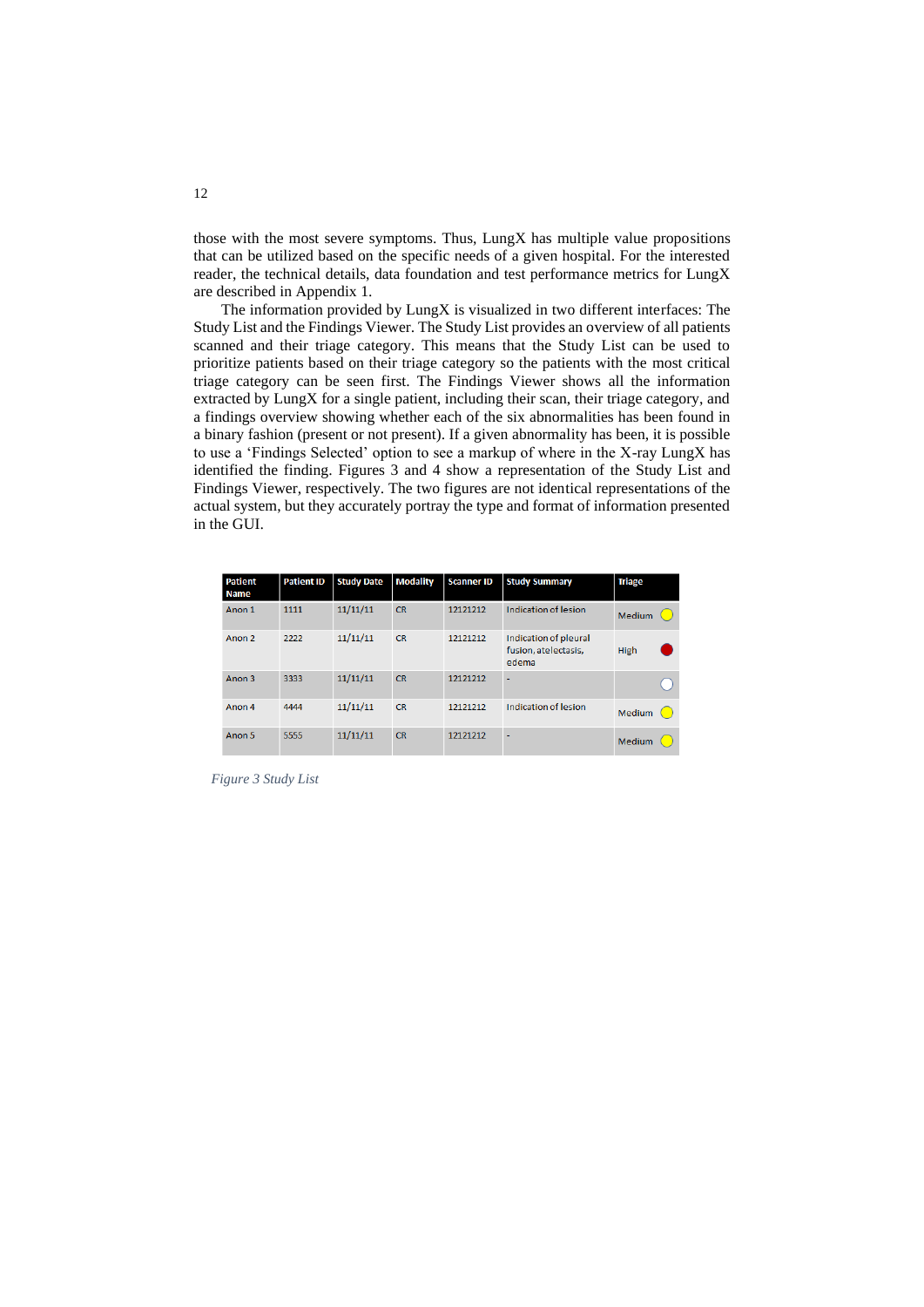those with the most severe symptoms. Thus, LungX has multiple value propositions that can be utilized based on the specific needs of a given hospital. For the interested reader, the technical details, data foundation and test performance metrics for LungX are described in Appendix 1.

The information provided by LungX is visualized in two different interfaces: The Study List and the Findings Viewer. The Study List provides an overview of all patients scanned and their triage category. This means that the Study List can be used to prioritize patients based on their triage category so the patients with the most critical triage category can be seen first. The Findings Viewer shows all the information extracted by LungX for a single patient, including their scan, their triage category, and a findings overview showing whether each of the six abnormalities has been found in a binary fashion (present or not present). If a given abnormality has been, it is possible to use a 'Findings Selected' option to see a markup of where in the X-ray LungX has identified the finding. Figures 3 and 4 show a representation of the Study List and Findings Viewer, respectively. The two figures are not identical representations of the actual system, but they accurately portray the type and format of information presented in the GUI.

| Patient Name | Patient ID | Study Date | Modality | Scanner ID | Study Summary | Triage |
|---|---|---|---|---|---|---|
| Anon 1 | 1111 | 11/11/11 | CR | 12121212 | Indication of lesion | Medium |
| Anon 2 | 2222 | 11/11/11 | CR | 12121212 | Indication of pleural fusion, atelectasis, edema | High |
| Anon 3 | 3333 | 11/11/11 | CR | 12121212 | - | |
| Anon 4 | 4444 | 11/11/11 | CR | 12121212 | Indication of lesion | Medium |
| Anon 5 | 5555 | 11/11/11 | CR | 12121212 | - | Medium |

*Figure 3 Study List*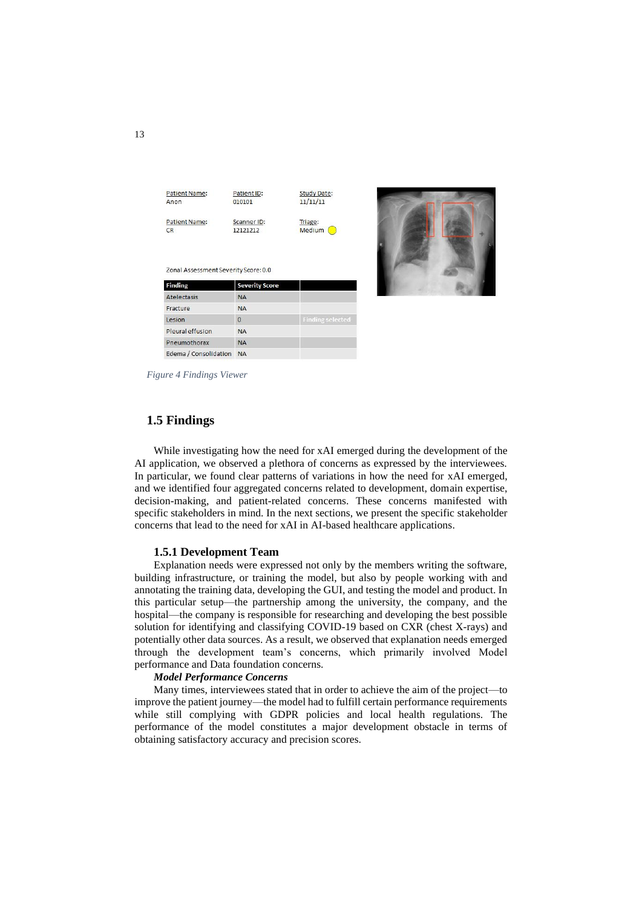| Patient Name: | Patient ID: | Study Date: |
|---|---|---|
| Anon | 010101 | 11/11/11 |
| **Patient Name:** | **Scanner ID:** | **Triage:** |
| CR | 12121212 | Medium |

Zonal Assessment Severity Score: 0.0

| Finding | Severity Score | |
|---|---|---|
| Atelectasis | NA | |
| Fracture | NA | |
| Lesion | 0 | Finding selected |
| Pleural effusion | NA | |
| Pneumothorax | NA | |
| Edema / Consolidation | NA | |

*Figure 4 Findings Viewer*

## 1.5 Findings

While investigating how the need for xAI emerged during the development of the AI application, we observed a plethora of concerns as expressed by the interviewees. In particular, we found clear patterns of variations in how the need for xAI emerged, and we identified four aggregated concerns related to development, domain expertise, decision-making, and patient-related concerns. These concerns manifested with specific stakeholders in mind. In the next sections, we present the specific stakeholder concerns that lead to the need for xAI in AI-based healthcare applications.

### 1.5.1 Development Team

Explanation needs were expressed not only by the members writing the software, building infrastructure, or training the model, but also by people working with and annotating the training data, developing the GUI, and testing the model and product. In this particular setup—the partnership among the university, the company, and the hospital—the company is responsible for researching and developing the best possible solution for identifying and classifying COVID-19 based on CXR (chest X-rays) and potentially other data sources. As a result, we observed that explanation needs emerged through the development team's concerns, which primarily involved Model performance and Data foundation concerns.

***Model Performance Concerns***

Many times, interviewees stated that in order to achieve the aim of the project—to improve the patient journey—the model had to fulfill certain performance requirements while still complying with GDPR policies and local health regulations. The performance of the model constitutes a major development obstacle in terms of obtaining satisfactory accuracy and precision scores.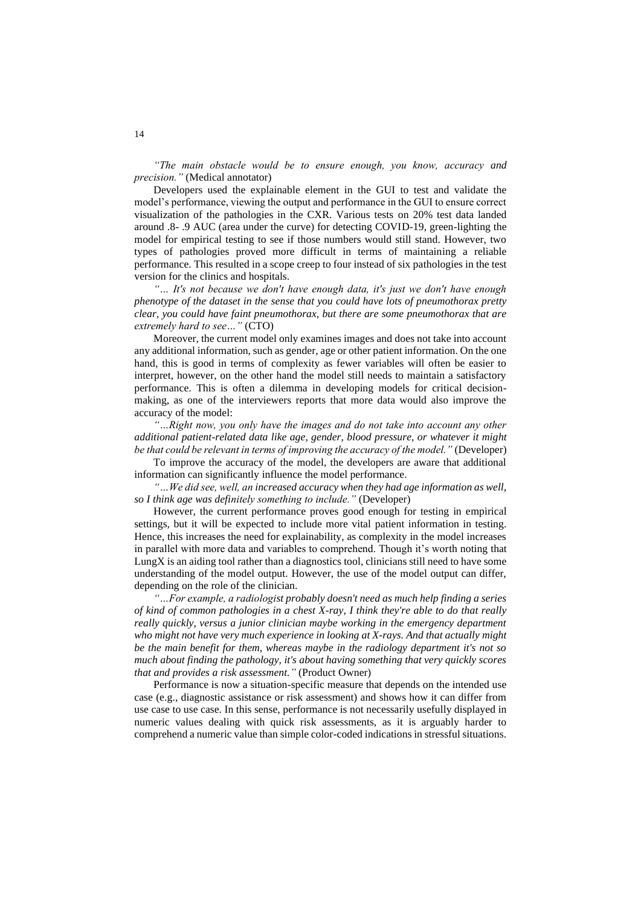*"The main obstacle would be to ensure enough, you know, accuracy and precision."* (Medical annotator)

Developers used the explainable element in the GUI to test and validate the model's performance, viewing the output and performance in the GUI to ensure correct visualization of the pathologies in the CXR. Various tests on 20% test data landed around .8- .9 AUC (area under the curve) for detecting COVID-19, green-lighting the model for empirical testing to see if those numbers would still stand. However, two types of pathologies proved more difficult in terms of maintaining a reliable performance. This resulted in a scope creep to four instead of six pathologies in the test version for the clinics and hospitals.

*"… It's not because we don't have enough data, it's just we don't have enough phenotype of the dataset in the sense that you could have lots of pneumothorax pretty clear, you could have faint pneumothorax, but there are some pneumothorax that are extremely hard to see…"* (CTO)

Moreover, the current model only examines images and does not take into account any additional information, such as gender, age or other patient information. On the one hand, this is good in terms of complexity as fewer variables will often be easier to interpret, however, on the other hand the model still needs to maintain a satisfactory performance. This is often a dilemma in developing models for critical decision-making, as one of the interviewers reports that more data would also improve the accuracy of the model:

*"…Right now, you only have the images and do not take into account any other additional patient-related data like age, gender, blood pressure, or whatever it might be that could be relevant in terms of improving the accuracy of the model."* (Developer)

To improve the accuracy of the model, the developers are aware that additional information can significantly influence the model performance.

*"…We did see, well, an increased accuracy when they had age information as well, so I think age was definitely something to include."* (Developer)

However, the current performance proves good enough for testing in empirical settings, but it will be expected to include more vital patient information in testing. Hence, this increases the need for explainability, as complexity in the model increases in parallel with more data and variables to comprehend. Though it's worth noting that LungX is an aiding tool rather than a diagnostics tool, clinicians still need to have some understanding of the model output. However, the use of the model output can differ, depending on the role of the clinician.

*"…For example, a radiologist probably doesn't need as much help finding a series of kind of common pathologies in a chest X-ray, I think they're able to do that really really quickly, versus a junior clinician maybe working in the emergency department who might not have very much experience in looking at X-rays. And that actually might be the main benefit for them, whereas maybe in the radiology department it's not so much about finding the pathology, it's about having something that very quickly scores that and provides a risk assessment."* (Product Owner)

Performance is now a situation-specific measure that depends on the intended use case (e.g., diagnostic assistance or risk assessment) and shows how it can differ from use case to use case. In this sense, performance is not necessarily usefully displayed in numeric values dealing with quick risk assessments, as it is arguably harder to comprehend a numeric value than simple color-coded indications in stressful situations.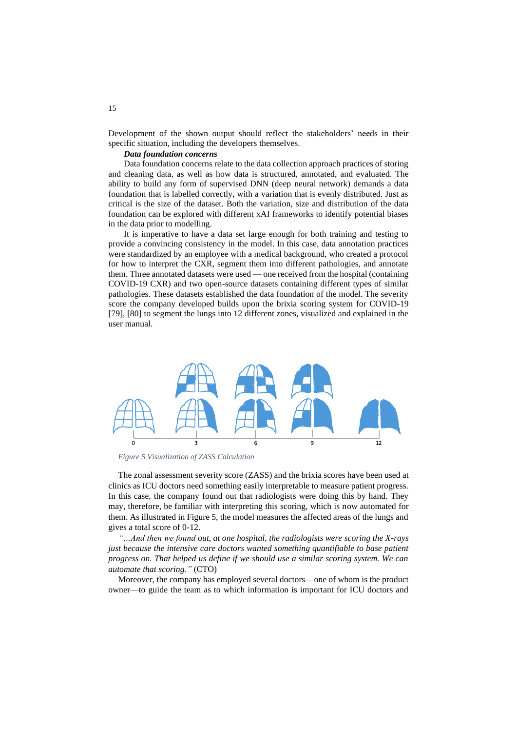Development of the shown output should reflect the stakeholders' needs in their specific situation, including the developers themselves.

***Data foundation concerns***

Data foundation concerns relate to the data collection approach practices of storing and cleaning data, as well as how data is structured, annotated, and evaluated. The ability to build any form of supervised DNN (deep neural network) demands a data foundation that is labelled correctly, with a variation that is evenly distributed. Just as critical is the size of the dataset. Both the variation, size and distribution of the data foundation can be explored with different xAI frameworks to identify potential biases in the data prior to modelling.

It is imperative to have a data set large enough for both training and testing to provide a convincing consistency in the model. In this case, data annotation practices were standardized by an employee with a medical background, who created a protocol for how to interpret the CXR, segment them into different pathologies, and annotate them. Three annotated datasets were used — one received from the hospital (containing COVID-19 CXR) and two open-source datasets containing different types of similar pathologies. These datasets established the data foundation of the model. The severity score the company developed builds upon the brixia scoring system for COVID-19 [79], [80] to segment the lungs into 12 different zones, visualized and explained in the user manual.

*Figure 5 Visualization of ZASS Calculation*

The zonal assessment severity score (ZASS) and the brixia scores have been used at clinics as ICU doctors need something easily interpretable to measure patient progress. In this case, the company found out that radiologists were doing this by hand. They may, therefore, be familiar with interpreting this scoring, which is now automated for them. As illustrated in Figure 5, the model measures the affected areas of the lungs and gives a total score of 0-12.

*"…And then we found out, at one hospital, the radiologists were scoring the X-rays just because the intensive care doctors wanted something quantifiable to base patient progress on. That helped us define if we should use a similar scoring system. We can automate that scoring."* (CTO)

Moreover, the company has employed several doctors—one of whom is the product owner—to guide the team as to which information is important for ICU doctors and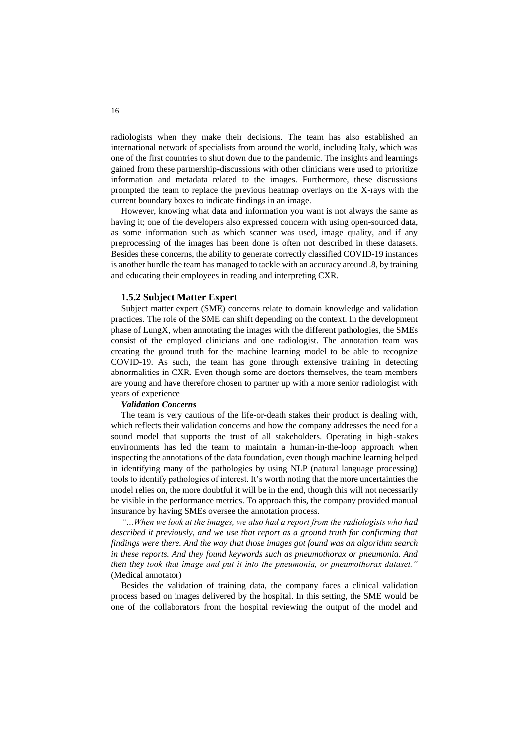radiologists when they make their decisions. The team has also established an international network of specialists from around the world, including Italy, which was one of the first countries to shut down due to the pandemic. The insights and learnings gained from these partnership-discussions with other clinicians were used to prioritize information and metadata related to the images. Furthermore, these discussions prompted the team to replace the previous heatmap overlays on the X-rays with the current boundary boxes to indicate findings in an image.

However, knowing what data and information you want is not always the same as having it; one of the developers also expressed concern with using open-sourced data, as some information such as which scanner was used, image quality, and if any preprocessing of the images has been done is often not described in these datasets. Besides these concerns, the ability to generate correctly classified COVID-19 instances is another hurdle the team has managed to tackle with an accuracy around .8, by training and educating their employees in reading and interpreting CXR.

### 1.5.2 Subject Matter Expert

Subject matter expert (SME) concerns relate to domain knowledge and validation practices. The role of the SME can shift depending on the context. In the development phase of LungX, when annotating the images with the different pathologies, the SMEs consist of the employed clinicians and one radiologist. The annotation team was creating the ground truth for the machine learning model to be able to recognize COVID-19. As such, the team has gone through extensive training in detecting abnormalities in CXR. Even though some are doctors themselves, the team members are young and have therefore chosen to partner up with a more senior radiologist with years of experience

***Validation Concerns***

The team is very cautious of the life-or-death stakes their product is dealing with, which reflects their validation concerns and how the company addresses the need for a sound model that supports the trust of all stakeholders. Operating in high-stakes environments has led the team to maintain a human-in-the-loop approach when inspecting the annotations of the data foundation, even though machine learning helped in identifying many of the pathologies by using NLP (natural language processing) tools to identify pathologies of interest. It's worth noting that the more uncertainties the model relies on, the more doubtful it will be in the end, though this will not necessarily be visible in the performance metrics. To approach this, the company provided manual insurance by having SMEs oversee the annotation process.

*"…When we look at the images, we also had a report from the radiologists who had described it previously, and we use that report as a ground truth for confirming that findings were there. And the way that those images got found was an algorithm search in these reports. And they found keywords such as pneumothorax or pneumonia. And then they took that image and put it into the pneumonia, or pneumothorax dataset."* (Medical annotator)

Besides the validation of training data, the company faces a clinical validation process based on images delivered by the hospital. In this setting, the SME would be one of the collaborators from the hospital reviewing the output of the model and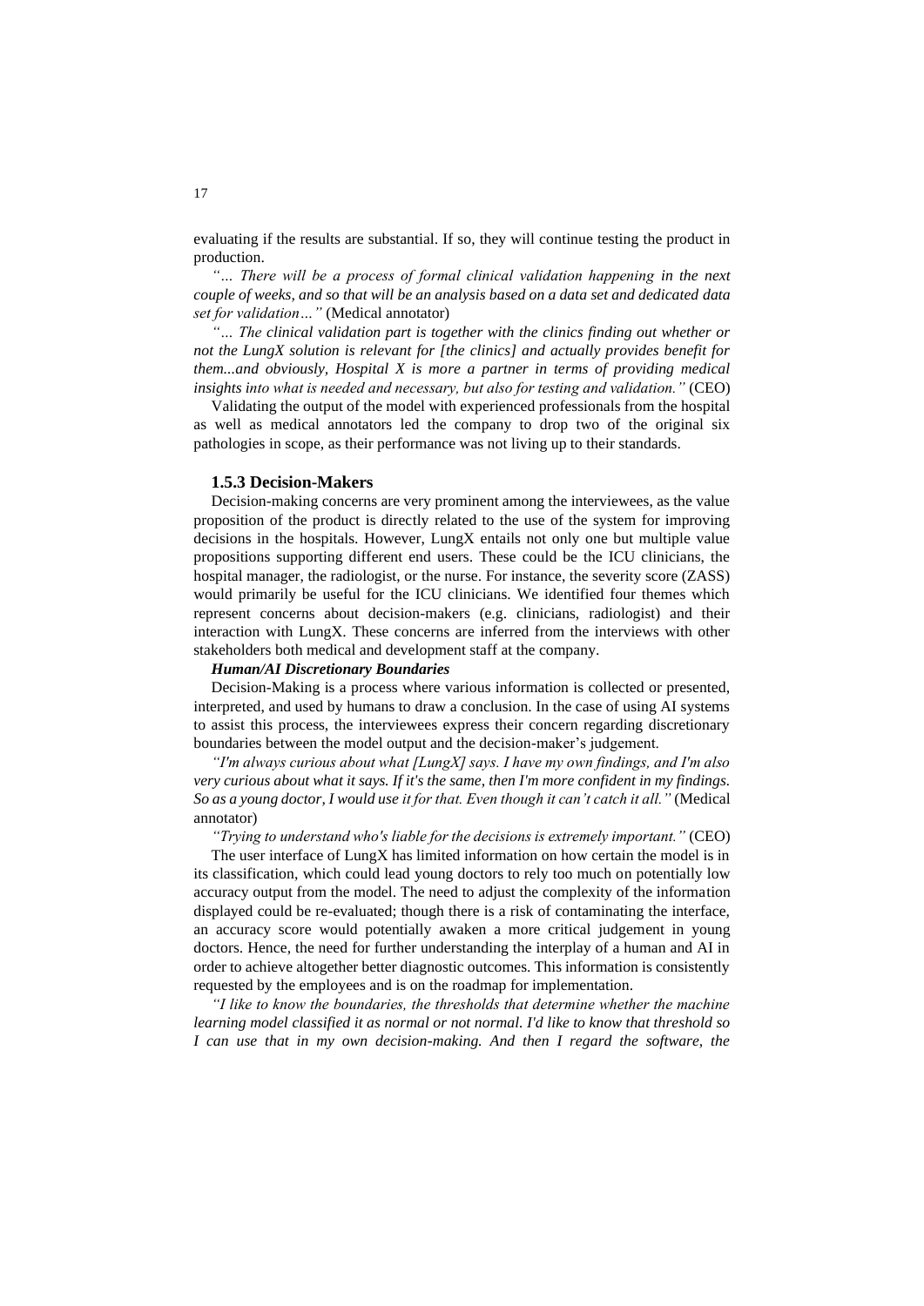evaluating if the results are substantial. If so, they will continue testing the product in production.

*"… There will be a process of formal clinical validation happening in the next couple of weeks, and so that will be an analysis based on a data set and dedicated data set for validation…"* (Medical annotator)

*"… The clinical validation part is together with the clinics finding out whether or not the LungX solution is relevant for [the clinics] and actually provides benefit for them...and obviously, Hospital X is more a partner in terms of providing medical insights into what is needed and necessary, but also for testing and validation."* (CEO)

Validating the output of the model with experienced professionals from the hospital as well as medical annotators led the company to drop two of the original six pathologies in scope, as their performance was not living up to their standards.

### 1.5.3 Decision-Makers

Decision-making concerns are very prominent among the interviewees, as the value proposition of the product is directly related to the use of the system for improving decisions in the hospitals. However, LungX entails not only one but multiple value propositions supporting different end users. These could be the ICU clinicians, the hospital manager, the radiologist, or the nurse. For instance, the severity score (ZASS) would primarily be useful for the ICU clinicians. We identified four themes which represent concerns about decision-makers (e.g. clinicians, radiologist) and their interaction with LungX. These concerns are inferred from the interviews with other stakeholders both medical and development staff at the company.

***Human/AI Discretionary Boundaries***

Decision-Making is a process where various information is collected or presented, interpreted, and used by humans to draw a conclusion. In the case of using AI systems to assist this process, the interviewees express their concern regarding discretionary boundaries between the model output and the decision-maker's judgement.

*"I'm always curious about what [LungX] says. I have my own findings, and I'm also very curious about what it says. If it's the same, then I'm more confident in my findings. So as a young doctor, I would use it for that. Even though it can't catch it all."* (Medical annotator)

*"Trying to understand who's liable for the decisions is extremely important."* (CEO)

The user interface of LungX has limited information on how certain the model is in its classification, which could lead young doctors to rely too much on potentially low accuracy output from the model. The need to adjust the complexity of the information displayed could be re-evaluated; though there is a risk of contaminating the interface, an accuracy score would potentially awaken a more critical judgement in young doctors. Hence, the need for further understanding the interplay of a human and AI in order to achieve altogether better diagnostic outcomes. This information is consistently requested by the employees and is on the roadmap for implementation.

*"I like to know the boundaries, the thresholds that determine whether the machine learning model classified it as normal or not normal. I'd like to know that threshold so I can use that in my own decision-making. And then I regard the software, the*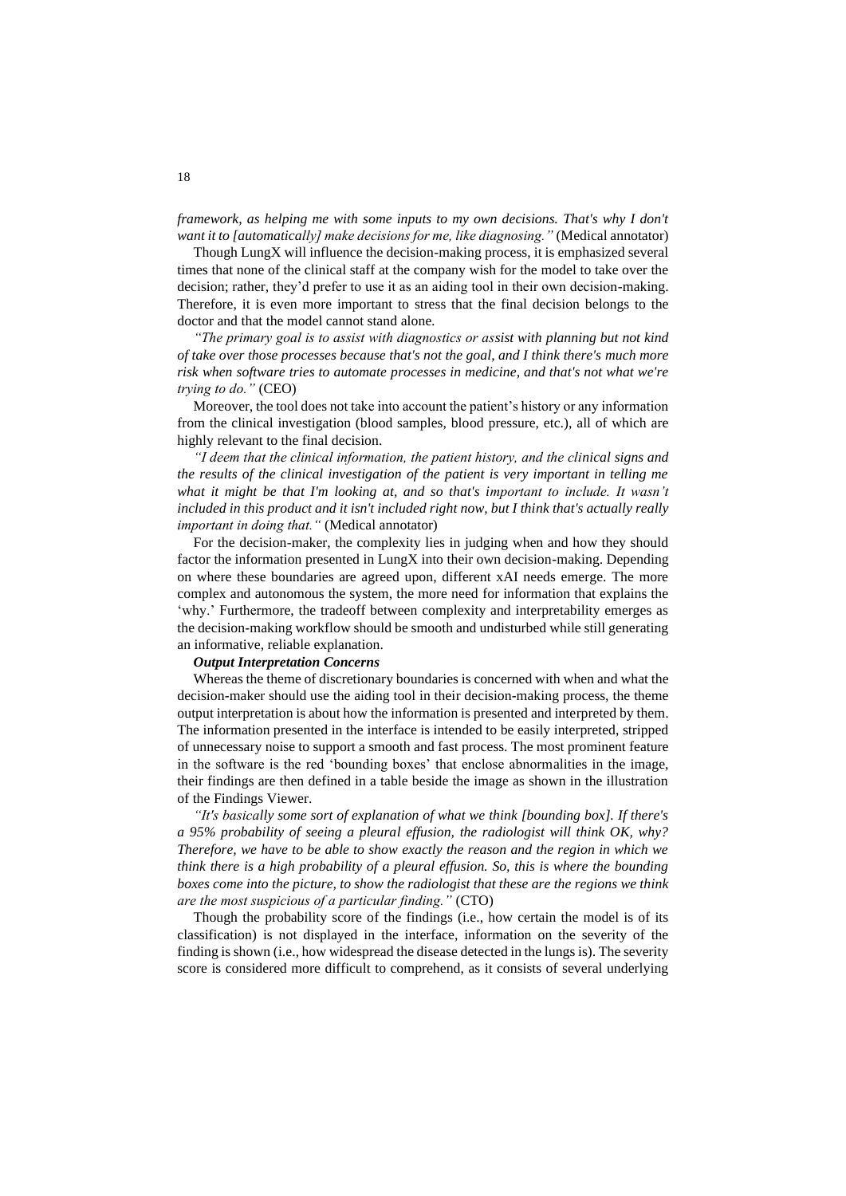*framework, as helping me with some inputs to my own decisions. That's why I don't want it to [automatically] make decisions for me, like diagnosing."* (Medical annotator)

Though LungX will influence the decision-making process, it is emphasized several times that none of the clinical staff at the company wish for the model to take over the decision; rather, they'd prefer to use it as an aiding tool in their own decision-making. Therefore, it is even more important to stress that the final decision belongs to the doctor and that the model cannot stand alone.

*"The primary goal is to assist with diagnostics or assist with planning but not kind of take over those processes because that's not the goal, and I think there's much more risk when software tries to automate processes in medicine, and that's not what we're trying to do."* (CEO)

Moreover, the tool does not take into account the patient's history or any information from the clinical investigation (blood samples, blood pressure, etc.), all of which are highly relevant to the final decision.

*"I deem that the clinical information, the patient history, and the clinical signs and the results of the clinical investigation of the patient is very important in telling me what it might be that I'm looking at, and so that's important to include. It wasn't included in this product and it isn't included right now, but I think that's actually really important in doing that."* (Medical annotator)

For the decision-maker, the complexity lies in judging when and how they should factor the information presented in LungX into their own decision-making. Depending on where these boundaries are agreed upon, different xAI needs emerge. The more complex and autonomous the system, the more need for information that explains the 'why.' Furthermore, the tradeoff between complexity and interpretability emerges as the decision-making workflow should be smooth and undisturbed while still generating an informative, reliable explanation.

***Output Interpretation Concerns***

Whereas the theme of discretionary boundaries is concerned with when and what the decision-maker should use the aiding tool in their decision-making process, the theme output interpretation is about how the information is presented and interpreted by them. The information presented in the interface is intended to be easily interpreted, stripped of unnecessary noise to support a smooth and fast process. The most prominent feature in the software is the red 'bounding boxes' that enclose abnormalities in the image, their findings are then defined in a table beside the image as shown in the illustration of the Findings Viewer.

*"It's basically some sort of explanation of what we think [bounding box]. If there's a 95% probability of seeing a pleural effusion, the radiologist will think OK, why? Therefore, we have to be able to show exactly the reason and the region in which we think there is a high probability of a pleural effusion. So, this is where the bounding boxes come into the picture, to show the radiologist that these are the regions we think are the most suspicious of a particular finding."* (CTO)

Though the probability score of the findings (i.e., how certain the model is of its classification) is not displayed in the interface, information on the severity of the finding is shown (i.e., how widespread the disease detected in the lungs is). The severity score is considered more difficult to comprehend, as it consists of several underlying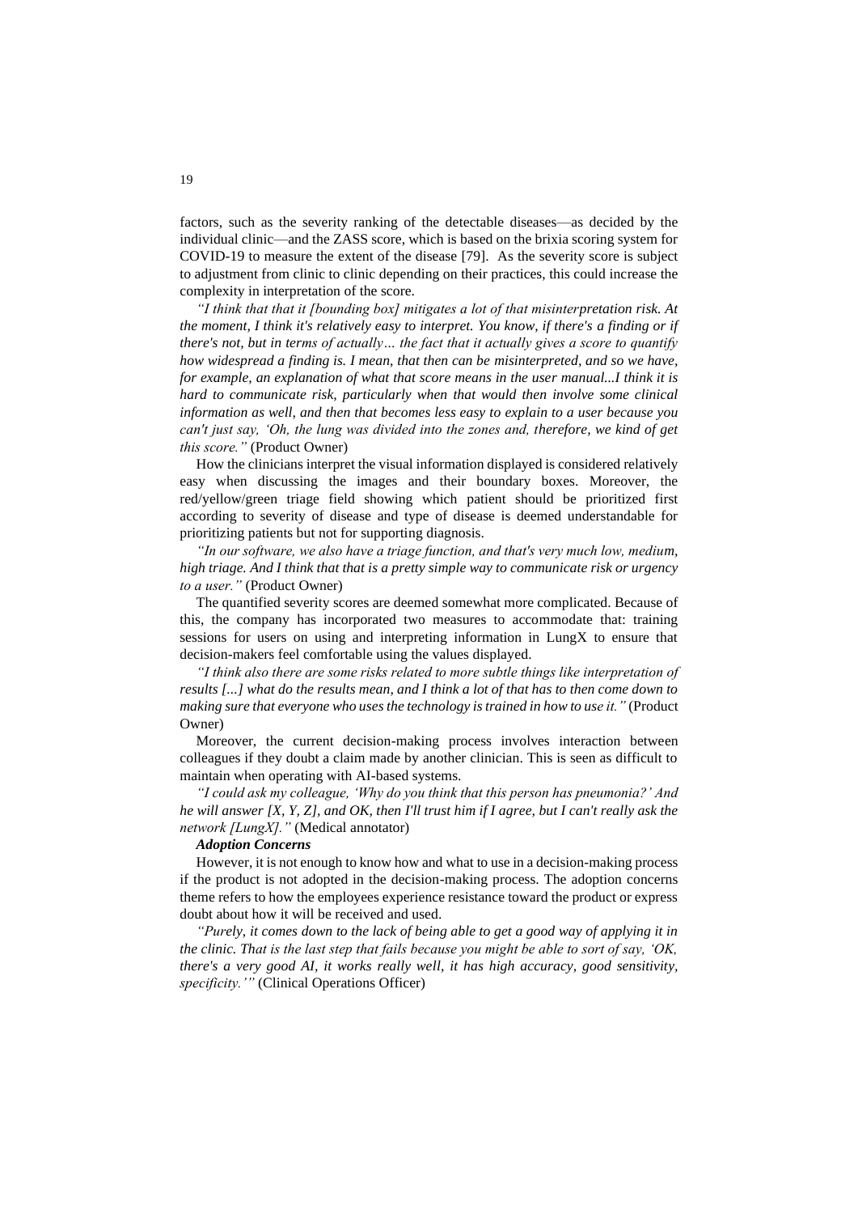factors, such as the severity ranking of the detectable diseases—as decided by the individual clinic—and the ZASS score, which is based on the brixia scoring system for COVID-19 to measure the extent of the disease [79]. As the severity score is subject to adjustment from clinic to clinic depending on their practices, this could increase the complexity in interpretation of the score.

*"I think that that it [bounding box] mitigates a lot of that misinterpretation risk. At the moment, I think it's relatively easy to interpret. You know, if there's a finding or if there's not, but in terms of actually… the fact that it actually gives a score to quantify how widespread a finding is. I mean, that then can be misinterpreted, and so we have, for example, an explanation of what that score means in the user manual...I think it is hard to communicate risk, particularly when that would then involve some clinical information as well, and then that becomes less easy to explain to a user because you can't just say, 'Oh, the lung was divided into the zones and, therefore, we kind of get this score."* (Product Owner)

How the clinicians interpret the visual information displayed is considered relatively easy when discussing the images and their boundary boxes. Moreover, the red/yellow/green triage field showing which patient should be prioritized first according to severity of disease and type of disease is deemed understandable for prioritizing patients but not for supporting diagnosis.

*"In our software, we also have a triage function, and that's very much low, medium, high triage. And I think that that is a pretty simple way to communicate risk or urgency to a user."* (Product Owner)

The quantified severity scores are deemed somewhat more complicated. Because of this, the company has incorporated two measures to accommodate that: training sessions for users on using and interpreting information in LungX to ensure that decision-makers feel comfortable using the values displayed.

*"I think also there are some risks related to more subtle things like interpretation of results [...] what do the results mean, and I think a lot of that has to then come down to making sure that everyone who uses the technology is trained in how to use it."* (Product Owner)

Moreover, the current decision-making process involves interaction between colleagues if they doubt a claim made by another clinician. This is seen as difficult to maintain when operating with AI-based systems.

*"I could ask my colleague, 'Why do you think that this person has pneumonia?' And he will answer [X, Y, Z], and OK, then I'll trust him if I agree, but I can't really ask the network [LungX]."* (Medical annotator)

***Adoption Concerns***

However, it is not enough to know how and what to use in a decision-making process if the product is not adopted in the decision-making process. The adoption concerns theme refers to how the employees experience resistance toward the product or express doubt about how it will be received and used.

*"Purely, it comes down to the lack of being able to get a good way of applying it in the clinic. That is the last step that fails because you might be able to sort of say, 'OK, there's a very good AI, it works really well, it has high accuracy, good sensitivity, specificity.'"* (Clinical Operations Officer)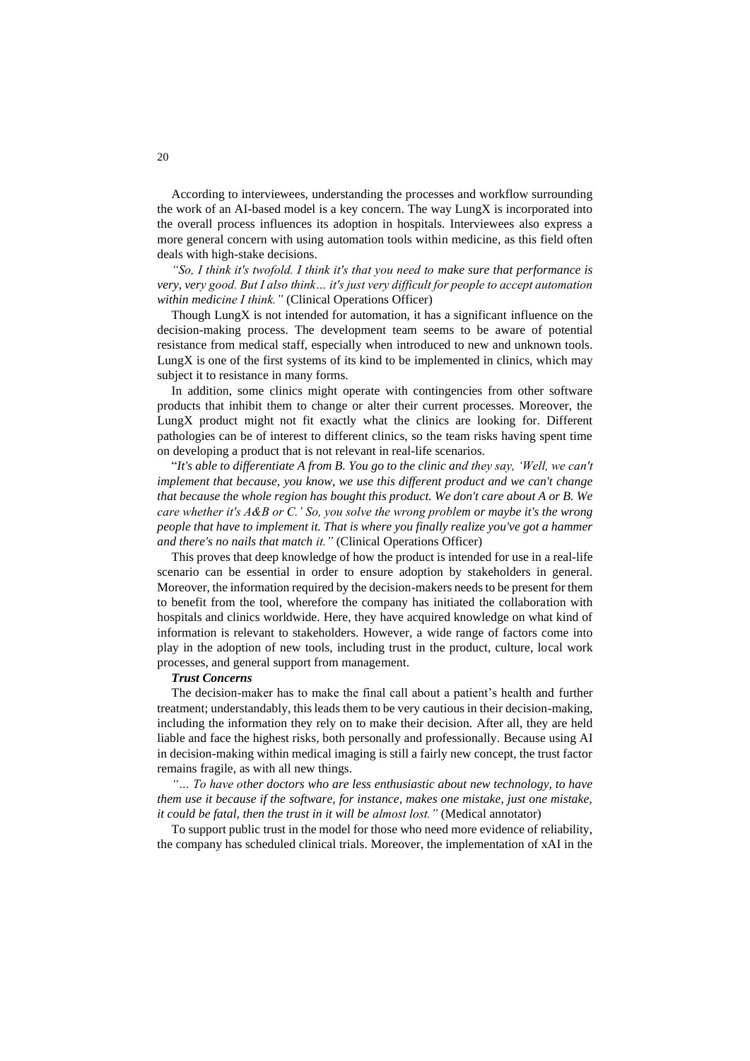According to interviewees, understanding the processes and workflow surrounding the work of an AI-based model is a key concern. The way LungX is incorporated into the overall process influences its adoption in hospitals. Interviewees also express a more general concern with using automation tools within medicine, as this field often deals with high-stake decisions.

*"So, I think it's twofold. I think it's that you need to make sure that performance is very, very good. But I also think… it's just very difficult for people to accept automation within medicine I think."* (Clinical Operations Officer)

Though LungX is not intended for automation, it has a significant influence on the decision-making process. The development team seems to be aware of potential resistance from medical staff, especially when introduced to new and unknown tools. LungX is one of the first systems of its kind to be implemented in clinics, which may subject it to resistance in many forms.

In addition, some clinics might operate with contingencies from other software products that inhibit them to change or alter their current processes. Moreover, the LungX product might not fit exactly what the clinics are looking for. Different pathologies can be of interest to different clinics, so the team risks having spent time on developing a product that is not relevant in real-life scenarios.

"*It's able to differentiate A from B. You go to the clinic and they say, 'Well, we can't implement that because, you know, we use this different product and we can't change that because the whole region has bought this product. We don't care about A or B. We care whether it's A&B or C.' So, you solve the wrong problem or maybe it's the wrong people that have to implement it. That is where you finally realize you've got a hammer and there's no nails that match it."* (Clinical Operations Officer)

This proves that deep knowledge of how the product is intended for use in a real-life scenario can be essential in order to ensure adoption by stakeholders in general. Moreover, the information required by the decision-makers needs to be present for them to benefit from the tool, wherefore the company has initiated the collaboration with hospitals and clinics worldwide. Here, they have acquired knowledge on what kind of information is relevant to stakeholders. However, a wide range of factors come into play in the adoption of new tools, including trust in the product, culture, local work processes, and general support from management.

***Trust Concerns***

The decision-maker has to make the final call about a patient's health and further treatment; understandably, this leads them to be very cautious in their decision-making, including the information they rely on to make their decision. After all, they are held liable and face the highest risks, both personally and professionally. Because using AI in decision-making within medical imaging is still a fairly new concept, the trust factor remains fragile, as with all new things.

*"… To have other doctors who are less enthusiastic about new technology, to have them use it because if the software, for instance, makes one mistake, just one mistake, it could be fatal, then the trust in it will be almost lost."* (Medical annotator)

To support public trust in the model for those who need more evidence of reliability, the company has scheduled clinical trials. Moreover, the implementation of xAI in the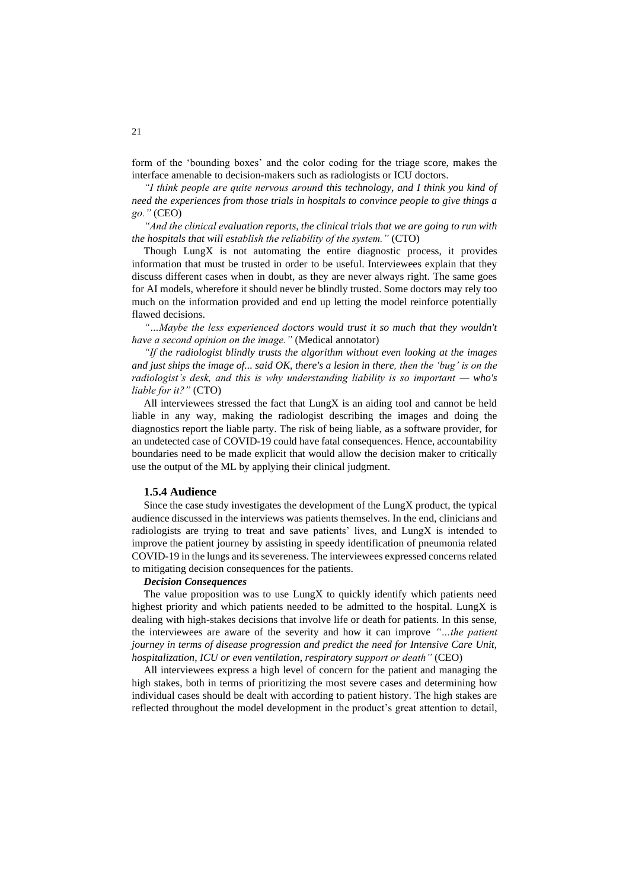form of the 'bounding boxes' and the color coding for the triage score, makes the interface amenable to decision-makers such as radiologists or ICU doctors.

*"I think people are quite nervous around this technology, and I think you kind of need the experiences from those trials in hospitals to convince people to give things a go."* (CEO)

*"And the clinical evaluation reports, the clinical trials that we are going to run with the hospitals that will establish the reliability of the system."* (CTO)

Though LungX is not automating the entire diagnostic process, it provides information that must be trusted in order to be useful. Interviewees explain that they discuss different cases when in doubt, as they are never always right. The same goes for AI models, wherefore it should never be blindly trusted. Some doctors may rely too much on the information provided and end up letting the model reinforce potentially flawed decisions.

*"…Maybe the less experienced doctors would trust it so much that they wouldn't have a second opinion on the image."* (Medical annotator)

*"If the radiologist blindly trusts the algorithm without even looking at the images and just ships the image of... said OK, there's a lesion in there, then the 'bug' is on the radiologist's desk, and this is why understanding liability is so important — who's liable for it?"* (CTO)

All interviewees stressed the fact that LungX is an aiding tool and cannot be held liable in any way, making the radiologist describing the images and doing the diagnostics report the liable party. The risk of being liable, as a software provider, for an undetected case of COVID-19 could have fatal consequences. Hence, accountability boundaries need to be made explicit that would allow the decision maker to critically use the output of the ML by applying their clinical judgment.

### 1.5.4 Audience

Since the case study investigates the development of the LungX product, the typical audience discussed in the interviews was patients themselves. In the end, clinicians and radiologists are trying to treat and save patients' lives, and LungX is intended to improve the patient journey by assisting in speedy identification of pneumonia related COVID-19 in the lungs and its severeness. The interviewees expressed concerns related to mitigating decision consequences for the patients.

***Decision Consequences***

The value proposition was to use LungX to quickly identify which patients need highest priority and which patients needed to be admitted to the hospital. LungX is dealing with high-stakes decisions that involve life or death for patients. In this sense, the interviewees are aware of the severity and how it can improve *"…the patient journey in terms of disease progression and predict the need for Intensive Care Unit, hospitalization, ICU or even ventilation, respiratory support or death"* (CEO)

All interviewees express a high level of concern for the patient and managing the high stakes, both in terms of prioritizing the most severe cases and determining how individual cases should be dealt with according to patient history. The high stakes are reflected throughout the model development in the product's great attention to detail,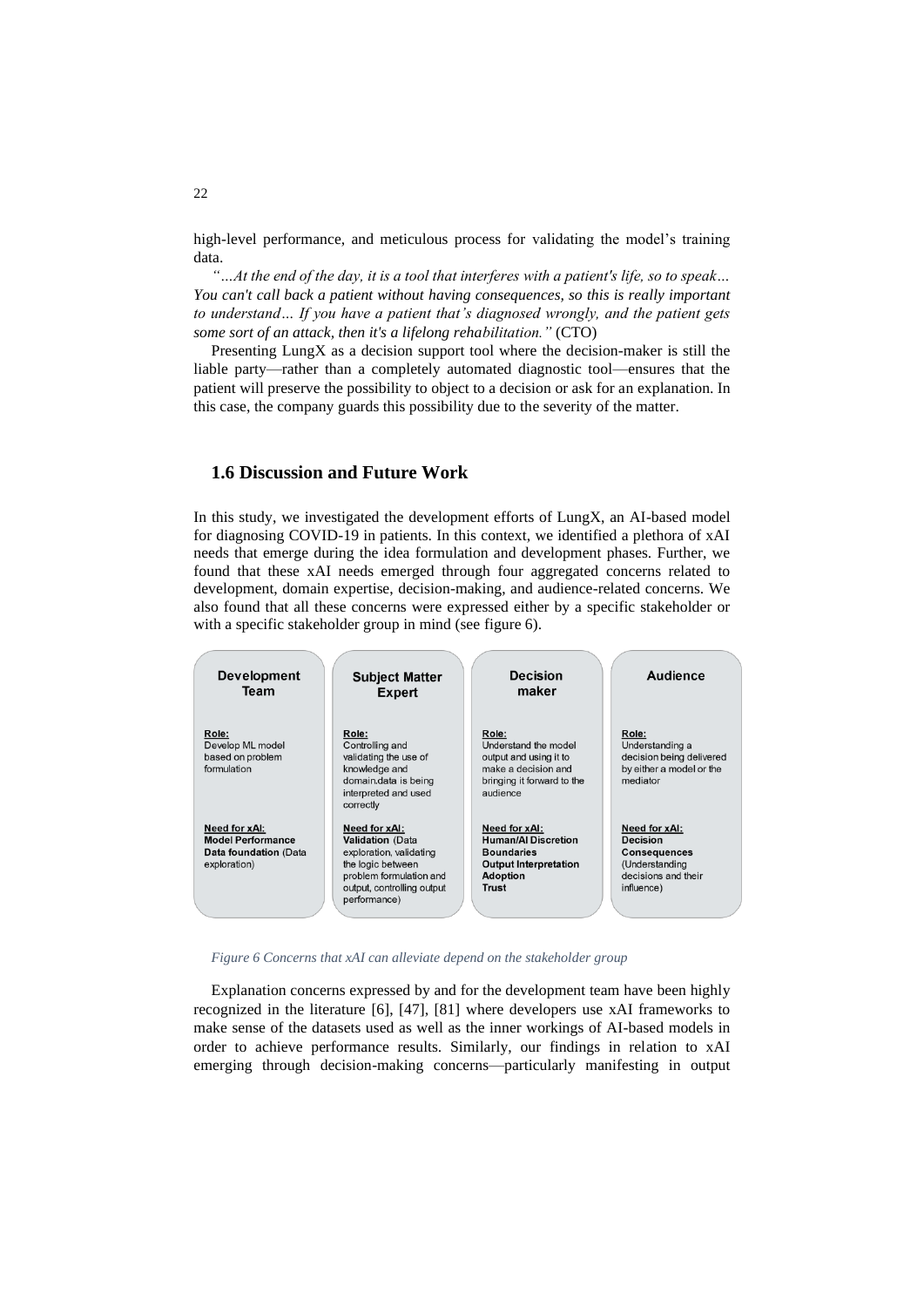high-level performance, and meticulous process for validating the model's training data.

*"…At the end of the day, it is a tool that interferes with a patient's life, so to speak… You can't call back a patient without having consequences, so this is really important to understand… If you have a patient that's diagnosed wrongly, and the patient gets some sort of an attack, then it's a lifelong rehabilitation."* (CTO)

Presenting LungX as a decision support tool where the decision-maker is still the liable party—rather than a completely automated diagnostic tool—ensures that the patient will preserve the possibility to object to a decision or ask for an explanation. In this case, the company guards this possibility due to the severity of the matter.

## 1.6 Discussion and Future Work

In this study, we investigated the development efforts of LungX, an AI-based model for diagnosing COVID-19 in patients. In this context, we identified a plethora of xAI needs that emerge during the idea formulation and development phases. Further, we found that these xAI needs emerged through four aggregated concerns related to development, domain expertise, decision-making, and audience-related concerns. We also found that all these concerns were expressed either by a specific stakeholder or with a specific stakeholder group in mind (see figure 6).

| Development Team | Subject Matter Expert | Decision maker | Audience |
|---|---|---|---|
| Role: Develop ML model based on problem formulation | Role: Controlling and validating the use of knowledge and domain.data is being interpreted and used correctly | Role: Understand the model output and using it to make a decision and bringing it forward to the audience | Role: Understanding a decision being delivered by either a model or the mediator |
| Need for xAI: **Model Performance** **Data foundation** (Data exploration) | Need for xAI: **Validation** (Data exploration, validating the logic between problem formulation and output, controlling output performance) | Need for xAI: **Human/AI Discretion** **Boundaries** **Output Interpretation** **Adoption** **Trust** | Need for xAI: **Decision Consequences** (Understanding decisions and their influence) |

*Figure 6 Concerns that xAI can alleviate depend on the stakeholder group*

Explanation concerns expressed by and for the development team have been highly recognized in the literature [6], [47], [81] where developers use xAI frameworks to make sense of the datasets used as well as the inner workings of AI-based models in order to achieve performance results. Similarly, our findings in relation to xAI emerging through decision-making concerns—particularly manifesting in output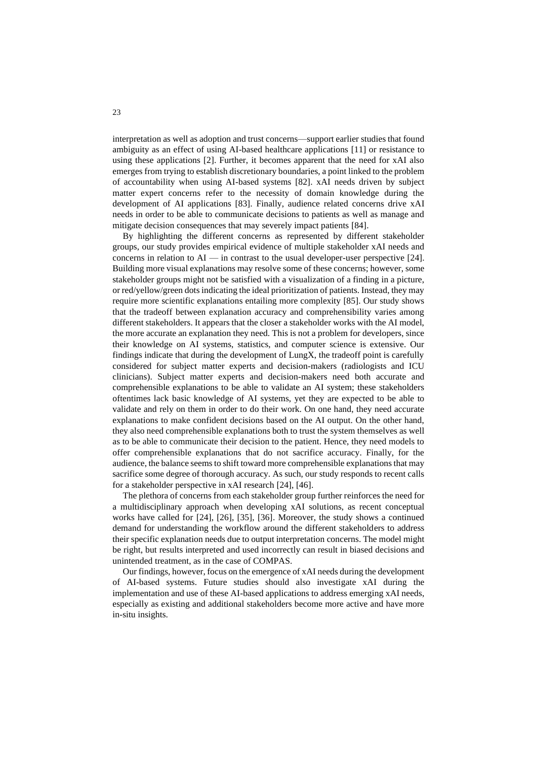interpretation as well as adoption and trust concerns—support earlier studies that found ambiguity as an effect of using AI-based healthcare applications [11] or resistance to using these applications [2]. Further, it becomes apparent that the need for xAI also emerges from trying to establish discretionary boundaries, a point linked to the problem of accountability when using AI-based systems [82]. xAI needs driven by subject matter expert concerns refer to the necessity of domain knowledge during the development of AI applications [83]. Finally, audience related concerns drive xAI needs in order to be able to communicate decisions to patients as well as manage and mitigate decision consequences that may severely impact patients [84].

By highlighting the different concerns as represented by different stakeholder groups, our study provides empirical evidence of multiple stakeholder xAI needs and concerns in relation to AI — in contrast to the usual developer-user perspective [24]. Building more visual explanations may resolve some of these concerns; however, some stakeholder groups might not be satisfied with a visualization of a finding in a picture, or red/yellow/green dots indicating the ideal prioritization of patients. Instead, they may require more scientific explanations entailing more complexity [85]. Our study shows that the tradeoff between explanation accuracy and comprehensibility varies among different stakeholders. It appears that the closer a stakeholder works with the AI model, the more accurate an explanation they need. This is not a problem for developers, since their knowledge on AI systems, statistics, and computer science is extensive. Our findings indicate that during the development of LungX, the tradeoff point is carefully considered for subject matter experts and decision-makers (radiologists and ICU clinicians). Subject matter experts and decision-makers need both accurate and comprehensible explanations to be able to validate an AI system; these stakeholders oftentimes lack basic knowledge of AI systems, yet they are expected to be able to validate and rely on them in order to do their work. On one hand, they need accurate explanations to make confident decisions based on the AI output. On the other hand, they also need comprehensible explanations both to trust the system themselves as well as to be able to communicate their decision to the patient. Hence, they need models to offer comprehensible explanations that do not sacrifice accuracy. Finally, for the audience, the balance seems to shift toward more comprehensible explanations that may sacrifice some degree of thorough accuracy. As such, our study responds to recent calls for a stakeholder perspective in xAI research [24], [46].

The plethora of concerns from each stakeholder group further reinforces the need for a multidisciplinary approach when developing xAI solutions, as recent conceptual works have called for [24], [26], [35], [36]. Moreover, the study shows a continued demand for understanding the workflow around the different stakeholders to address their specific explanation needs due to output interpretation concerns. The model might be right, but results interpreted and used incorrectly can result in biased decisions and unintended treatment, as in the case of COMPAS.

Our findings, however, focus on the emergence of xAI needs during the development of AI-based systems. Future studies should also investigate xAI during the implementation and use of these AI-based applications to address emerging xAI needs, especially as existing and additional stakeholders become more active and have more in-situ insights.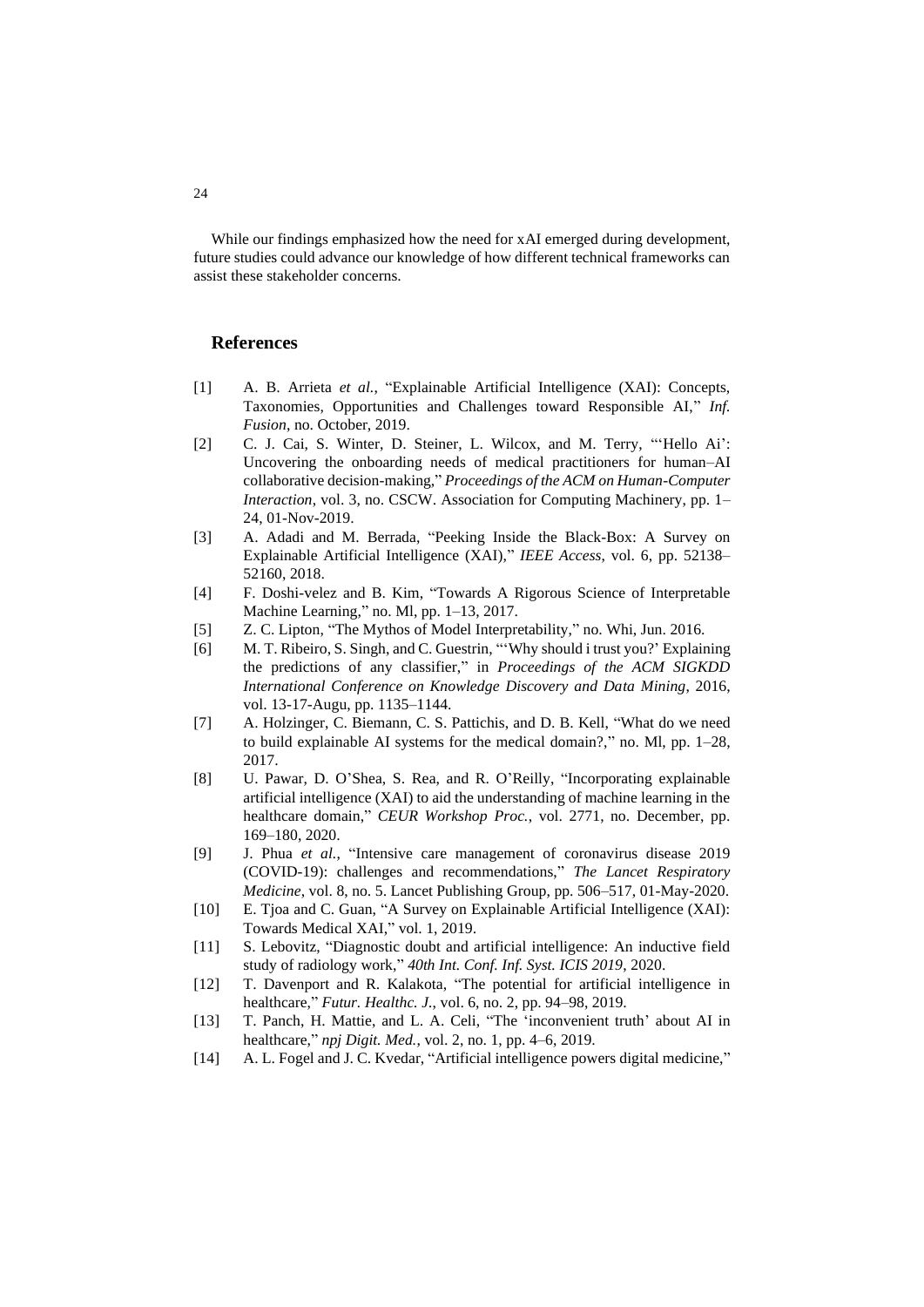While our findings emphasized how the need for xAI emerged during development, future studies could advance our knowledge of how different technical frameworks can assist these stakeholder concerns.

## References

[1] A. B. Arrieta *et al.*, "Explainable Artificial Intelligence (XAI): Concepts, Taxonomies, Opportunities and Challenges toward Responsible AI," *Inf. Fusion*, no. October, 2019.

[2] C. J. Cai, S. Winter, D. Steiner, L. Wilcox, and M. Terry, "'Hello Ai': Uncovering the onboarding needs of medical practitioners for human–AI collaborative decision-making," *Proceedings of the ACM on Human-Computer Interaction*, vol. 3, no. CSCW. Association for Computing Machinery, pp. 1–24, 01-Nov-2019.

[3] A. Adadi and M. Berrada, "Peeking Inside the Black-Box: A Survey on Explainable Artificial Intelligence (XAI)," *IEEE Access*, vol. 6, pp. 52138–52160, 2018.

[4] F. Doshi-velez and B. Kim, "Towards A Rigorous Science of Interpretable Machine Learning," no. Ml, pp. 1–13, 2017.

[5] Z. C. Lipton, "The Mythos of Model Interpretability," no. Whi, Jun. 2016.

[6] M. T. Ribeiro, S. Singh, and C. Guestrin, "'Why should i trust you?' Explaining the predictions of any classifier," in *Proceedings of the ACM SIGKDD International Conference on Knowledge Discovery and Data Mining*, 2016, vol. 13-17-Augu, pp. 1135–1144.

[7] A. Holzinger, C. Biemann, C. S. Pattichis, and D. B. Kell, "What do we need to build explainable AI systems for the medical domain?," no. Ml, pp. 1–28, 2017.

[8] U. Pawar, D. O'Shea, S. Rea, and R. O'Reilly, "Incorporating explainable artificial intelligence (XAI) to aid the understanding of machine learning in the healthcare domain," *CEUR Workshop Proc.*, vol. 2771, no. December, pp. 169–180, 2020.

[9] J. Phua *et al.*, "Intensive care management of coronavirus disease 2019 (COVID-19): challenges and recommendations," *The Lancet Respiratory Medicine*, vol. 8, no. 5. Lancet Publishing Group, pp. 506–517, 01-May-2020.

[10] E. Tjoa and C. Guan, "A Survey on Explainable Artificial Intelligence (XAI): Towards Medical XAI," vol. 1, 2019.

[11] S. Lebovitz, "Diagnostic doubt and artificial intelligence: An inductive field study of radiology work," *40th Int. Conf. Inf. Syst. ICIS 2019*, 2020.

[12] T. Davenport and R. Kalakota, "The potential for artificial intelligence in healthcare," *Futur. Healthc. J.*, vol. 6, no. 2, pp. 94–98, 2019.

[13] T. Panch, H. Mattie, and L. A. Celi, "The 'inconvenient truth' about AI in healthcare," *npj Digit. Med.*, vol. 2, no. 1, pp. 4–6, 2019.

[14] A. L. Fogel and J. C. Kvedar, "Artificial intelligence powers digital medicine,"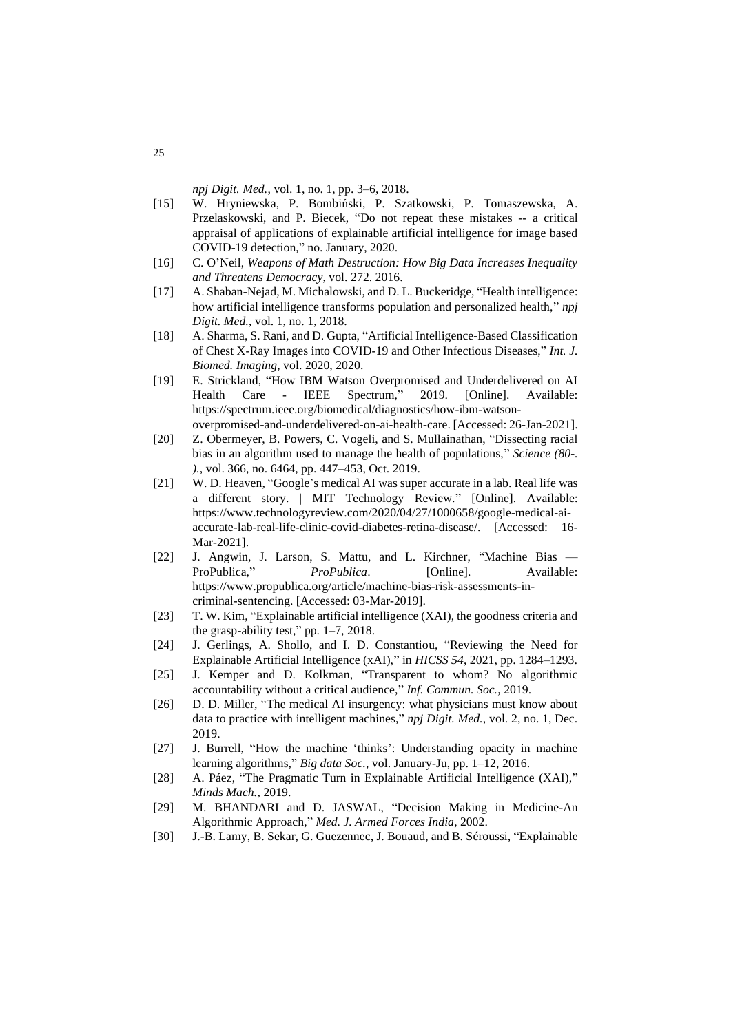*npj Digit. Med.*, vol. 1, no. 1, pp. 3–6, 2018.

[15] W. Hryniewska, P. Bombiński, P. Szatkowski, P. Tomaszewska, A. Przelaskowski, and P. Biecek, "Do not repeat these mistakes -- a critical appraisal of applications of explainable artificial intelligence for image based COVID-19 detection," no. January, 2020.

[16] C. O'Neil, *Weapons of Math Destruction: How Big Data Increases Inequality and Threatens Democracy*, vol. 272. 2016.

[17] A. Shaban-Nejad, M. Michalowski, and D. L. Buckeridge, "Health intelligence: how artificial intelligence transforms population and personalized health," *npj Digit. Med.*, vol. 1, no. 1, 2018.

[18] A. Sharma, S. Rani, and D. Gupta, "Artificial Intelligence-Based Classification of Chest X-Ray Images into COVID-19 and Other Infectious Diseases," *Int. J. Biomed. Imaging*, vol. 2020, 2020.

[19] E. Strickland, "How IBM Watson Overpromised and Underdelivered on AI Health Care - IEEE Spectrum," 2019. [Online]. Available: https://spectrum.ieee.org/biomedical/diagnostics/how-ibm-watson-overpromised-and-underdelivered-on-ai-health-care. [Accessed: 26-Jan-2021].

[20] Z. Obermeyer, B. Powers, C. Vogeli, and S. Mullainathan, "Dissecting racial bias in an algorithm used to manage the health of populations," *Science (80-. ).*, vol. 366, no. 6464, pp. 447–453, Oct. 2019.

[21] W. D. Heaven, "Google's medical AI was super accurate in a lab. Real life was a different story. | MIT Technology Review." [Online]. Available: https://www.technologyreview.com/2020/04/27/1000658/google-medical-ai-accurate-lab-real-life-clinic-covid-diabetes-retina-disease/. [Accessed: 16-Mar-2021].

[22] J. Angwin, J. Larson, S. Mattu, and L. Kirchner, "Machine Bias — ProPublica," *ProPublica*. [Online]. Available: https://www.propublica.org/article/machine-bias-risk-assessments-in-criminal-sentencing. [Accessed: 03-Mar-2019].

[23] T. W. Kim, "Explainable artificial intelligence (XAI), the goodness criteria and the grasp-ability test," pp. 1–7, 2018.

[24] J. Gerlings, A. Shollo, and I. D. Constantiou, "Reviewing the Need for Explainable Artificial Intelligence (xAI)," in *HICSS 54*, 2021, pp. 1284–1293.

[25] J. Kemper and D. Kolkman, "Transparent to whom? No algorithmic accountability without a critical audience," *Inf. Commun. Soc.*, 2019.

[26] D. D. Miller, "The medical AI insurgency: what physicians must know about data to practice with intelligent machines," *npj Digit. Med.*, vol. 2, no. 1, Dec. 2019.

[27] J. Burrell, "How the machine 'thinks': Understanding opacity in machine learning algorithms," *Big data Soc.*, vol. January-Ju, pp. 1–12, 2016.

[28] A. Páez, "The Pragmatic Turn in Explainable Artificial Intelligence (XAI)," *Minds Mach.*, 2019.

[29] M. BHANDARI and D. JASWAL, "Decision Making in Medicine-An Algorithmic Approach," *Med. J. Armed Forces India*, 2002.

[30] J.-B. Lamy, B. Sekar, G. Guezennec, J. Bouaud, and B. Séroussi, "Explainable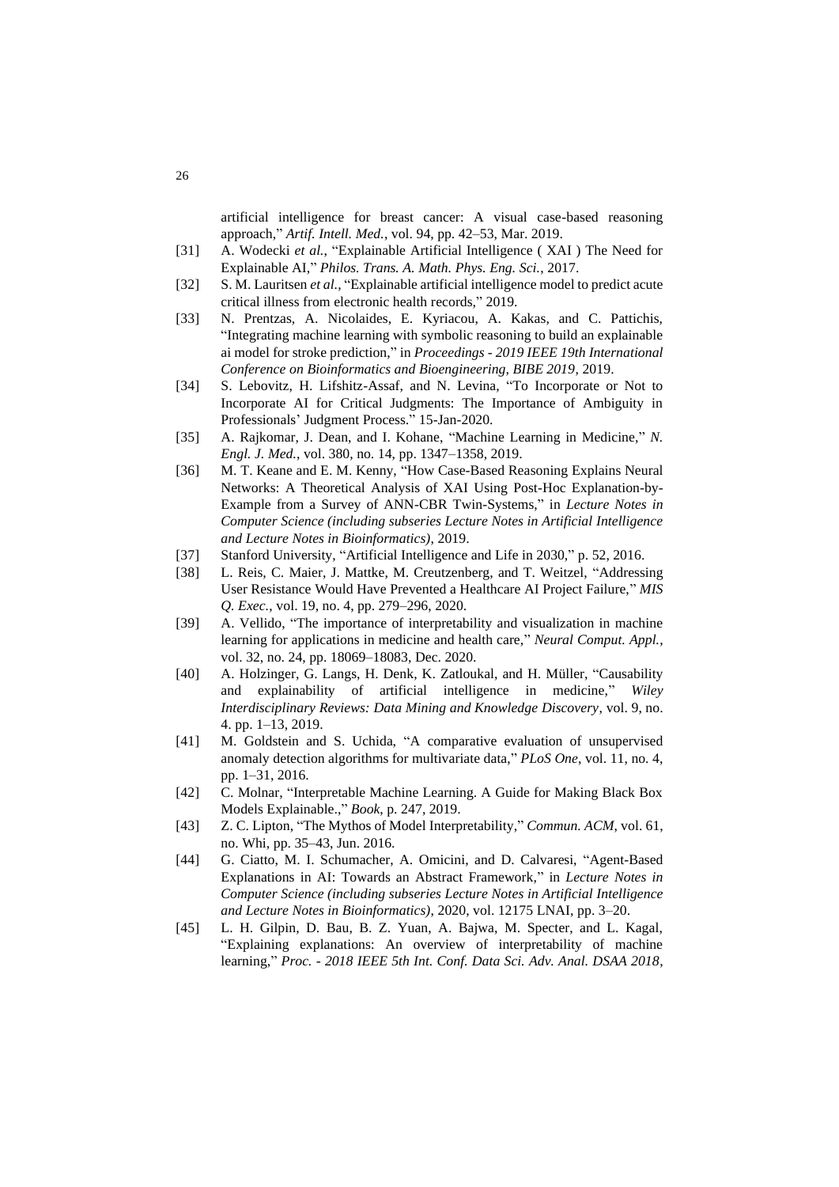artificial intelligence for breast cancer: A visual case-based reasoning approach," *Artif. Intell. Med.*, vol. 94, pp. 42–53, Mar. 2019.

[31] A. Wodecki *et al.*, "Explainable Artificial Intelligence ( XAI ) The Need for Explainable AI," *Philos. Trans. A. Math. Phys. Eng. Sci.*, 2017.

[32] S. M. Lauritsen *et al.*, "Explainable artificial intelligence model to predict acute critical illness from electronic health records," 2019.

[33] N. Prentzas, A. Nicolaides, E. Kyriacou, A. Kakas, and C. Pattichis, "Integrating machine learning with symbolic reasoning to build an explainable ai model for stroke prediction," in *Proceedings - 2019 IEEE 19th International Conference on Bioinformatics and Bioengineering, BIBE 2019*, 2019.

[34] S. Lebovitz, H. Lifshitz-Assaf, and N. Levina, "To Incorporate or Not to Incorporate AI for Critical Judgments: The Importance of Ambiguity in Professionals' Judgment Process." 15-Jan-2020.

[35] A. Rajkomar, J. Dean, and I. Kohane, "Machine Learning in Medicine," *N. Engl. J. Med.*, vol. 380, no. 14, pp. 1347–1358, 2019.

[36] M. T. Keane and E. M. Kenny, "How Case-Based Reasoning Explains Neural Networks: A Theoretical Analysis of XAI Using Post-Hoc Explanation-by-Example from a Survey of ANN-CBR Twin-Systems," in *Lecture Notes in Computer Science (including subseries Lecture Notes in Artificial Intelligence and Lecture Notes in Bioinformatics)*, 2019.

[37] Stanford University, "Artificial Intelligence and Life in 2030," p. 52, 2016.

[38] L. Reis, C. Maier, J. Mattke, M. Creutzenberg, and T. Weitzel, "Addressing User Resistance Would Have Prevented a Healthcare AI Project Failure," *MIS Q. Exec.*, vol. 19, no. 4, pp. 279–296, 2020.

[39] A. Vellido, "The importance of interpretability and visualization in machine learning for applications in medicine and health care," *Neural Comput. Appl.*, vol. 32, no. 24, pp. 18069–18083, Dec. 2020.

[40] A. Holzinger, G. Langs, H. Denk, K. Zatloukal, and H. Müller, "Causability and explainability of artificial intelligence in medicine," *Wiley Interdisciplinary Reviews: Data Mining and Knowledge Discovery*, vol. 9, no. 4. pp. 1–13, 2019.

[41] M. Goldstein and S. Uchida, "A comparative evaluation of unsupervised anomaly detection algorithms for multivariate data," *PLoS One*, vol. 11, no. 4, pp. 1–31, 2016.

[42] C. Molnar, "Interpretable Machine Learning. A Guide for Making Black Box Models Explainable.," *Book*, p. 247, 2019.

[43] Z. C. Lipton, "The Mythos of Model Interpretability," *Commun. ACM*, vol. 61, no. Whi, pp. 35–43, Jun. 2016.

[44] G. Ciatto, M. I. Schumacher, A. Omicini, and D. Calvaresi, "Agent-Based Explanations in AI: Towards an Abstract Framework," in *Lecture Notes in Computer Science (including subseries Lecture Notes in Artificial Intelligence and Lecture Notes in Bioinformatics)*, 2020, vol. 12175 LNAI, pp. 3–20.

[45] L. H. Gilpin, D. Bau, B. Z. Yuan, A. Bajwa, M. Specter, and L. Kagal, "Explaining explanations: An overview of interpretability of machine learning," *Proc. - 2018 IEEE 5th Int. Conf. Data Sci. Adv. Anal. DSAA 2018*,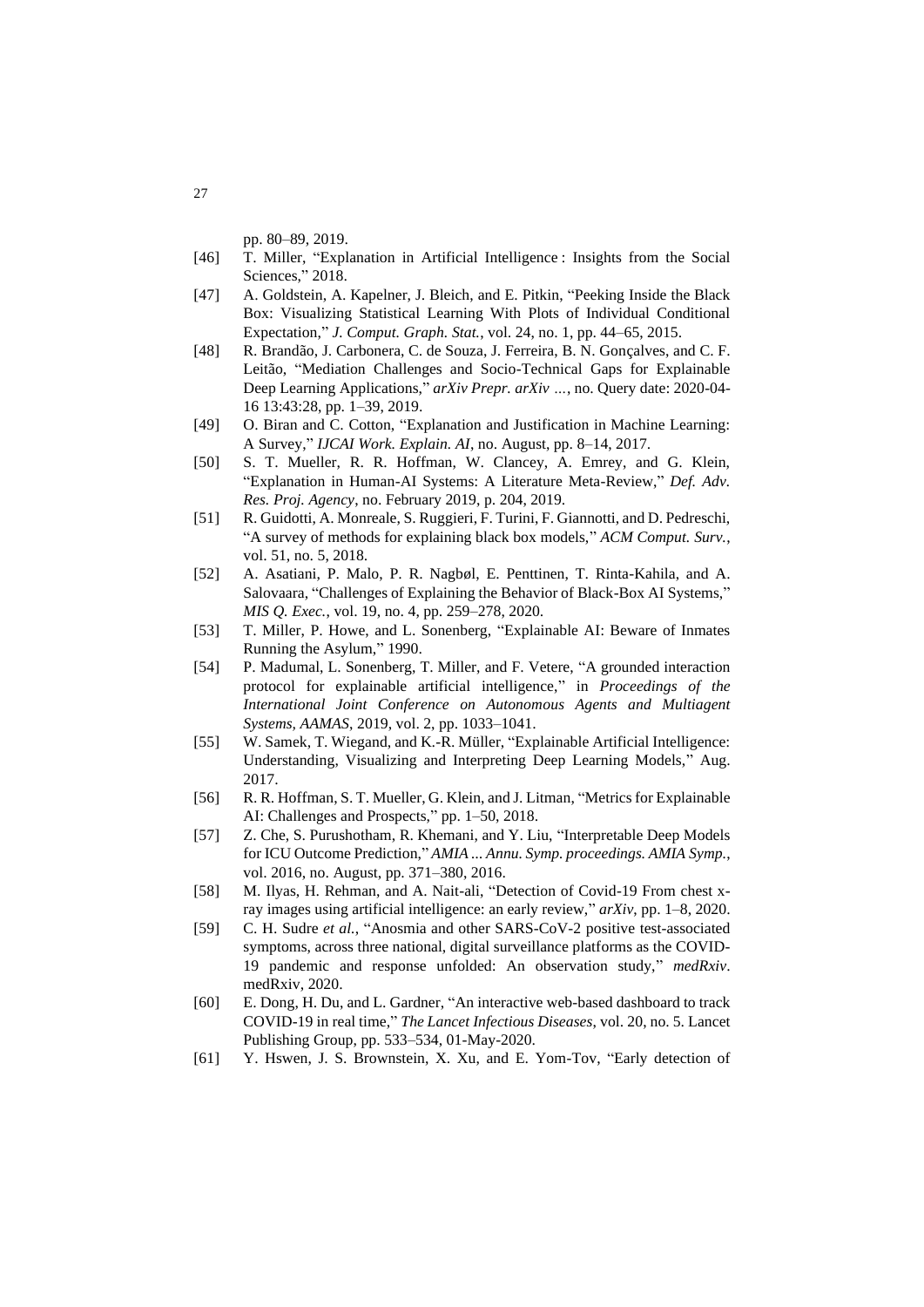pp. 80–89, 2019.

[46] T. Miller, "Explanation in Artificial Intelligence : Insights from the Social Sciences," 2018.

[47] A. Goldstein, A. Kapelner, J. Bleich, and E. Pitkin, "Peeking Inside the Black Box: Visualizing Statistical Learning With Plots of Individual Conditional Expectation," *J. Comput. Graph. Stat.*, vol. 24, no. 1, pp. 44–65, 2015.

[48] R. Brandão, J. Carbonera, C. de Souza, J. Ferreira, B. N. Gonçalves, and C. F. Leitão, "Mediation Challenges and Socio-Technical Gaps for Explainable Deep Learning Applications," *arXiv Prepr. arXiv …*, no. Query date: 2020-04-16 13:43:28, pp. 1–39, 2019.

[49] O. Biran and C. Cotton, "Explanation and Justification in Machine Learning: A Survey," *IJCAI Work. Explain. AI*, no. August, pp. 8–14, 2017.

[50] S. T. Mueller, R. R. Hoffman, W. Clancey, A. Emrey, and G. Klein, "Explanation in Human-AI Systems: A Literature Meta-Review," *Def. Adv. Res. Proj. Agency*, no. February 2019, p. 204, 2019.

[51] R. Guidotti, A. Monreale, S. Ruggieri, F. Turini, F. Giannotti, and D. Pedreschi, "A survey of methods for explaining black box models," *ACM Comput. Surv.*, vol. 51, no. 5, 2018.

[52] A. Asatiani, P. Malo, P. R. Nagbøl, E. Penttinen, T. Rinta-Kahila, and A. Salovaara, "Challenges of Explaining the Behavior of Black-Box AI Systems," *MIS Q. Exec.*, vol. 19, no. 4, pp. 259–278, 2020.

[53] T. Miller, P. Howe, and L. Sonenberg, "Explainable AI: Beware of Inmates Running the Asylum," 1990.

[54] P. Madumal, L. Sonenberg, T. Miller, and F. Vetere, "A grounded interaction protocol for explainable artificial intelligence," in *Proceedings of the International Joint Conference on Autonomous Agents and Multiagent Systems, AAMAS*, 2019, vol. 2, pp. 1033–1041.

[55] W. Samek, T. Wiegand, and K.-R. Müller, "Explainable Artificial Intelligence: Understanding, Visualizing and Interpreting Deep Learning Models," Aug. 2017.

[56] R. R. Hoffman, S. T. Mueller, G. Klein, and J. Litman, "Metrics for Explainable AI: Challenges and Prospects," pp. 1–50, 2018.

[57] Z. Che, S. Purushotham, R. Khemani, and Y. Liu, "Interpretable Deep Models for ICU Outcome Prediction," *AMIA ... Annu. Symp. proceedings. AMIA Symp.*, vol. 2016, no. August, pp. 371–380, 2016.

[58] M. Ilyas, H. Rehman, and A. Nait-ali, "Detection of Covid-19 From chest x-ray images using artificial intelligence: an early review," *arXiv*, pp. 1–8, 2020.

[59] C. H. Sudre *et al.*, "Anosmia and other SARS-CoV-2 positive test-associated symptoms, across three national, digital surveillance platforms as the COVID-19 pandemic and response unfolded: An observation study," *medRxiv*. medRxiv, 2020.

[60] E. Dong, H. Du, and L. Gardner, "An interactive web-based dashboard to track COVID-19 in real time," *The Lancet Infectious Diseases*, vol. 20, no. 5. Lancet Publishing Group, pp. 533–534, 01-May-2020.

[61] Y. Hswen, J. S. Brownstein, X. Xu, and E. Yom-Tov, "Early detection of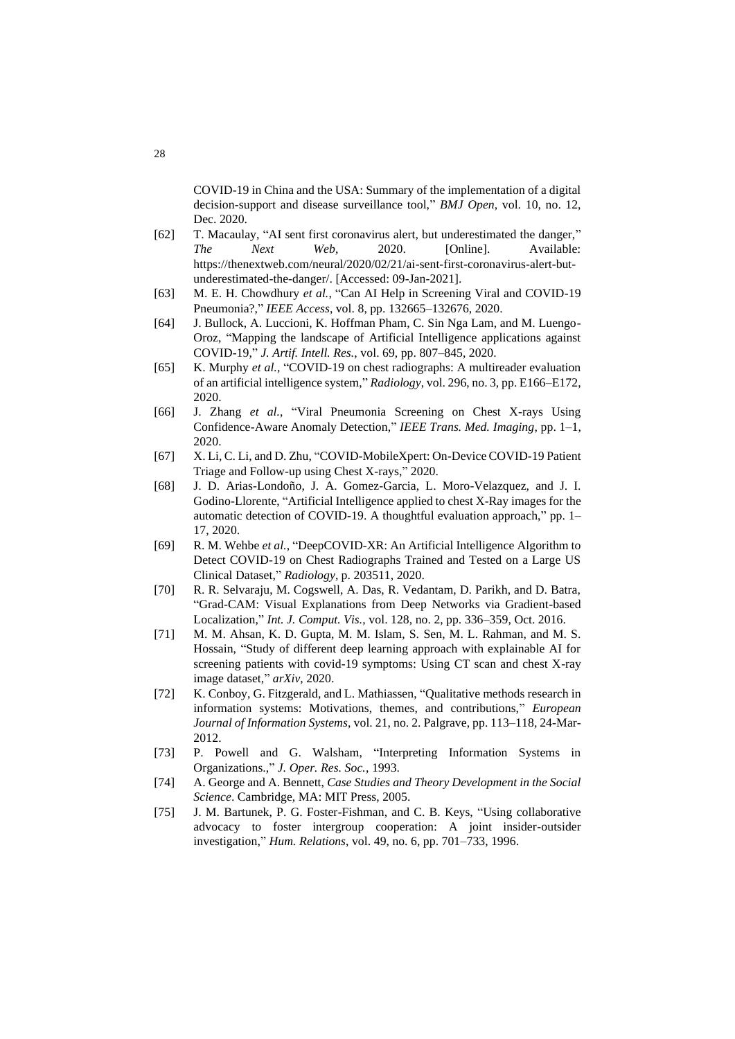COVID-19 in China and the USA: Summary of the implementation of a digital decision-support and disease surveillance tool," *BMJ Open*, vol. 10, no. 12, Dec. 2020.

[62] T. Macaulay, "AI sent first coronavirus alert, but underestimated the danger," *The Next Web*, 2020. [Online]. Available: https://thenextweb.com/neural/2020/02/21/ai-sent-first-coronavirus-alert-but-underestimated-the-danger/. [Accessed: 09-Jan-2021].

[63] M. E. H. Chowdhury *et al.*, "Can AI Help in Screening Viral and COVID-19 Pneumonia?," *IEEE Access*, vol. 8, pp. 132665–132676, 2020.

[64] J. Bullock, A. Luccioni, K. Hoffman Pham, C. Sin Nga Lam, and M. Luengo-Oroz, "Mapping the landscape of Artificial Intelligence applications against COVID-19," *J. Artif. Intell. Res.*, vol. 69, pp. 807–845, 2020.

[65] K. Murphy *et al.*, "COVID-19 on chest radiographs: A multireader evaluation of an artificial intelligence system," *Radiology*, vol. 296, no. 3, pp. E166–E172, 2020.

[66] J. Zhang *et al.*, "Viral Pneumonia Screening on Chest X-rays Using Confidence-Aware Anomaly Detection," *IEEE Trans. Med. Imaging*, pp. 1–1, 2020.

[67] X. Li, C. Li, and D. Zhu, "COVID-MobileXpert: On-Device COVID-19 Patient Triage and Follow-up using Chest X-rays," 2020.

[68] J. D. Arias-Londoño, J. A. Gomez-Garcia, L. Moro-Velazquez, and J. I. Godino-Llorente, "Artificial Intelligence applied to chest X-Ray images for the automatic detection of COVID-19. A thoughtful evaluation approach," pp. 1–17, 2020.

[69] R. M. Wehbe *et al.*, "DeepCOVID-XR: An Artificial Intelligence Algorithm to Detect COVID-19 on Chest Radiographs Trained and Tested on a Large US Clinical Dataset," *Radiology*, p. 203511, 2020.

[70] R. R. Selvaraju, M. Cogswell, A. Das, R. Vedantam, D. Parikh, and D. Batra, "Grad-CAM: Visual Explanations from Deep Networks via Gradient-based Localization," *Int. J. Comput. Vis.*, vol. 128, no. 2, pp. 336–359, Oct. 2016.

[71] M. M. Ahsan, K. D. Gupta, M. M. Islam, S. Sen, M. L. Rahman, and M. S. Hossain, "Study of different deep learning approach with explainable AI for screening patients with covid-19 symptoms: Using CT scan and chest X-ray image dataset," *arXiv*, 2020.

[72] K. Conboy, G. Fitzgerald, and L. Mathiassen, "Qualitative methods research in information systems: Motivations, themes, and contributions," *European Journal of Information Systems*, vol. 21, no. 2. Palgrave, pp. 113–118, 24-Mar-2012.

[73] P. Powell and G. Walsham, "Interpreting Information Systems in Organizations.," *J. Oper. Res. Soc.*, 1993.

[74] A. George and A. Bennett, *Case Studies and Theory Development in the Social Science*. Cambridge, MA: MIT Press, 2005.

[75] J. M. Bartunek, P. G. Foster-Fishman, and C. B. Keys, "Using collaborative advocacy to foster intergroup cooperation: A joint insider-outsider investigation," *Hum. Relations*, vol. 49, no. 6, pp. 701–733, 1996.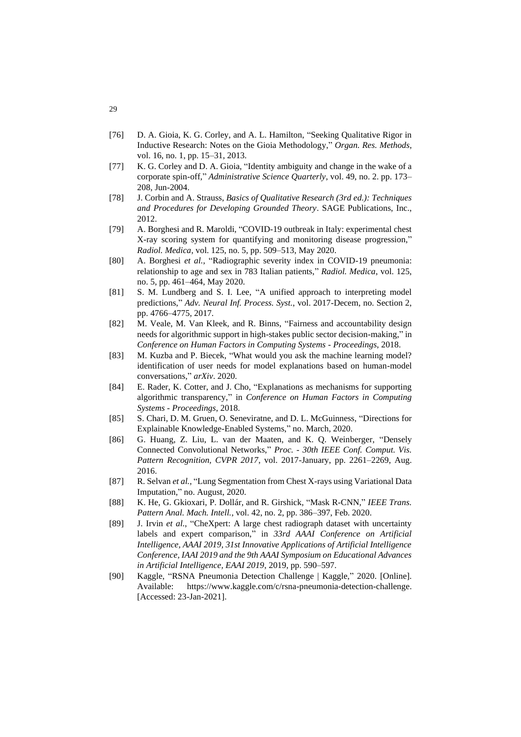[76] D. A. Gioia, K. G. Corley, and A. L. Hamilton, "Seeking Qualitative Rigor in Inductive Research: Notes on the Gioia Methodology," *Organ. Res. Methods*, vol. 16, no. 1, pp. 15–31, 2013.

[77] K. G. Corley and D. A. Gioia, "Identity ambiguity and change in the wake of a corporate spin-off," *Administrative Science Quarterly*, vol. 49, no. 2. pp. 173–208, Jun-2004.

[78] J. Corbin and A. Strauss, *Basics of Qualitative Research (3rd ed.): Techniques and Procedures for Developing Grounded Theory*. SAGE Publications, Inc., 2012.

[79] A. Borghesi and R. Maroldi, "COVID-19 outbreak in Italy: experimental chest X-ray scoring system for quantifying and monitoring disease progression," *Radiol. Medica*, vol. 125, no. 5, pp. 509–513, May 2020.

[80] A. Borghesi *et al.*, "Radiographic severity index in COVID-19 pneumonia: relationship to age and sex in 783 Italian patients," *Radiol. Medica*, vol. 125, no. 5, pp. 461–464, May 2020.

[81] S. M. Lundberg and S. I. Lee, "A unified approach to interpreting model predictions," *Adv. Neural Inf. Process. Syst.*, vol. 2017-Decem, no. Section 2, pp. 4766–4775, 2017.

[82] M. Veale, M. Van Kleek, and R. Binns, "Fairness and accountability design needs for algorithmic support in high-stakes public sector decision-making," in *Conference on Human Factors in Computing Systems - Proceedings*, 2018.

[83] M. Kuzba and P. Biecek, "What would you ask the machine learning model? identification of user needs for model explanations based on human-model conversations," *arXiv*. 2020.

[84] E. Rader, K. Cotter, and J. Cho, "Explanations as mechanisms for supporting algorithmic transparency," in *Conference on Human Factors in Computing Systems - Proceedings*, 2018.

[85] S. Chari, D. M. Gruen, O. Seneviratne, and D. L. McGuinness, "Directions for Explainable Knowledge-Enabled Systems," no. March, 2020.

[86] G. Huang, Z. Liu, L. van der Maaten, and K. Q. Weinberger, "Densely Connected Convolutional Networks," *Proc. - 30th IEEE Conf. Comput. Vis. Pattern Recognition, CVPR 2017*, vol. 2017-January, pp. 2261–2269, Aug. 2016.

[87] R. Selvan *et al.*, "Lung Segmentation from Chest X-rays using Variational Data Imputation," no. August, 2020.

[88] K. He, G. Gkioxari, P. Dollár, and R. Girshick, "Mask R-CNN," *IEEE Trans. Pattern Anal. Mach. Intell.*, vol. 42, no. 2, pp. 386–397, Feb. 2020.

[89] J. Irvin *et al.*, "CheXpert: A large chest radiograph dataset with uncertainty labels and expert comparison," in *33rd AAAI Conference on Artificial Intelligence, AAAI 2019, 31st Innovative Applications of Artificial Intelligence Conference, IAAI 2019 and the 9th AAAI Symposium on Educational Advances in Artificial Intelligence, EAAI 2019*, 2019, pp. 590–597.

[90] Kaggle, "RSNA Pneumonia Detection Challenge | Kaggle," 2020. [Online]. Available: https://www.kaggle.com/c/rsna-pneumonia-detection-challenge. [Accessed: 23-Jan-2021].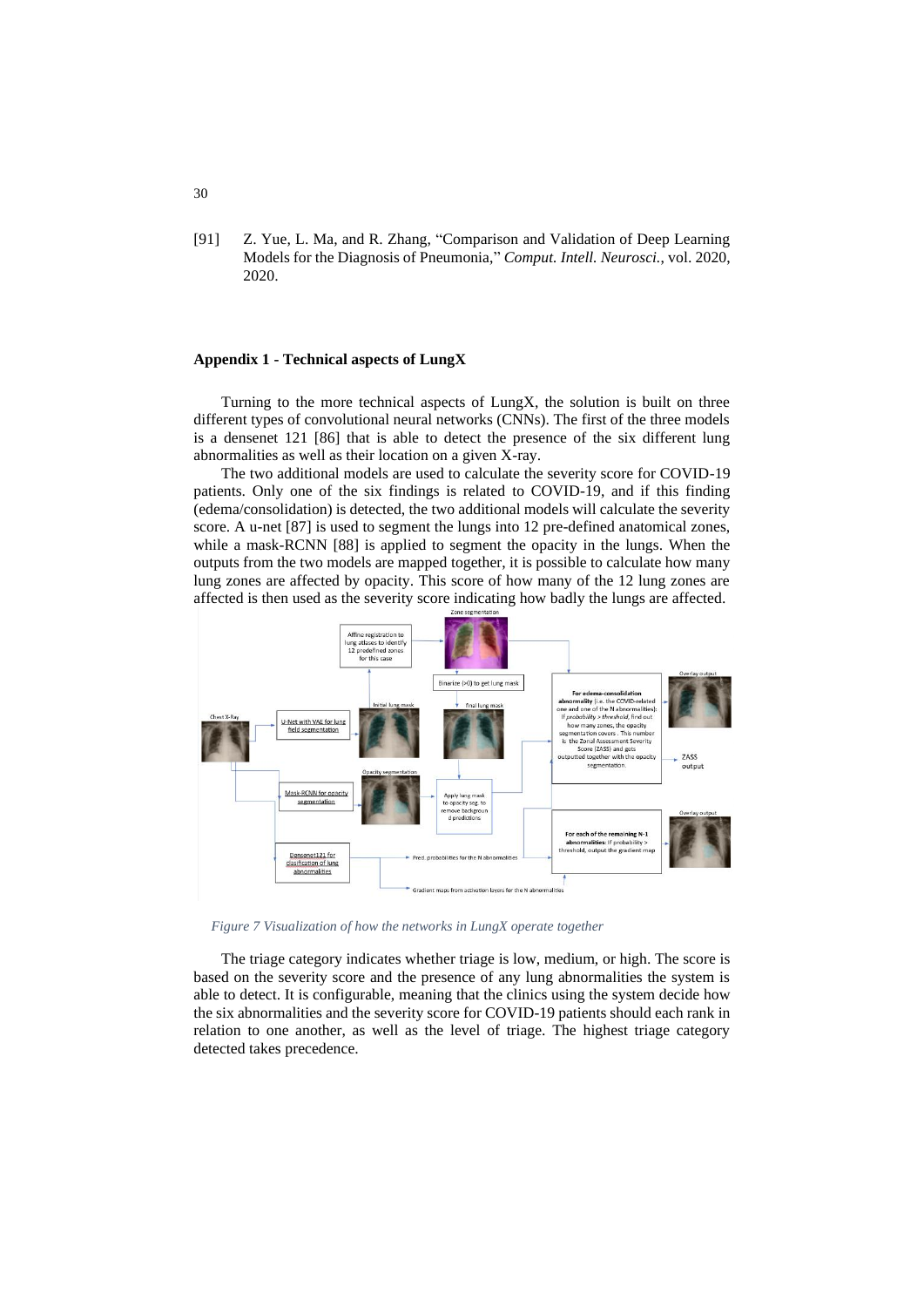[91] Z. Yue, L. Ma, and R. Zhang, "Comparison and Validation of Deep Learning Models for the Diagnosis of Pneumonia," *Comput. Intell. Neurosci.*, vol. 2020, 2020.

### Appendix 1 - Technical aspects of LungX

Turning to the more technical aspects of LungX, the solution is built on three different types of convolutional neural networks (CNNs). The first of the three models is a densenet 121 [86] that is able to detect the presence of the six different lung abnormalities as well as their location on a given X-ray.

The two additional models are used to calculate the severity score for COVID-19 patients. Only one of the six findings is related to COVID-19, and if this finding (edema/consolidation) is detected, the two additional models will calculate the severity score. A u-net [87] is used to segment the lungs into 12 pre-defined anatomical zones, while a mask-RCNN [88] is applied to segment the opacity in the lungs. When the outputs from the two models are mapped together, it is possible to calculate how many lung zones are affected by opacity. This score of how many of the 12 lung zones are affected is then used as the severity score indicating how badly the lungs are affected.

*Figure 7 Visualization of how the networks in LungX operate together*

The triage category indicates whether triage is low, medium, or high. The score is based on the severity score and the presence of any lung abnormalities the system is able to detect. It is configurable, meaning that the clinics using the system decide how the six abnormalities and the severity score for COVID-19 patients should each rank in relation to one another, as well as the level of triage. The highest triage category detected takes precedence.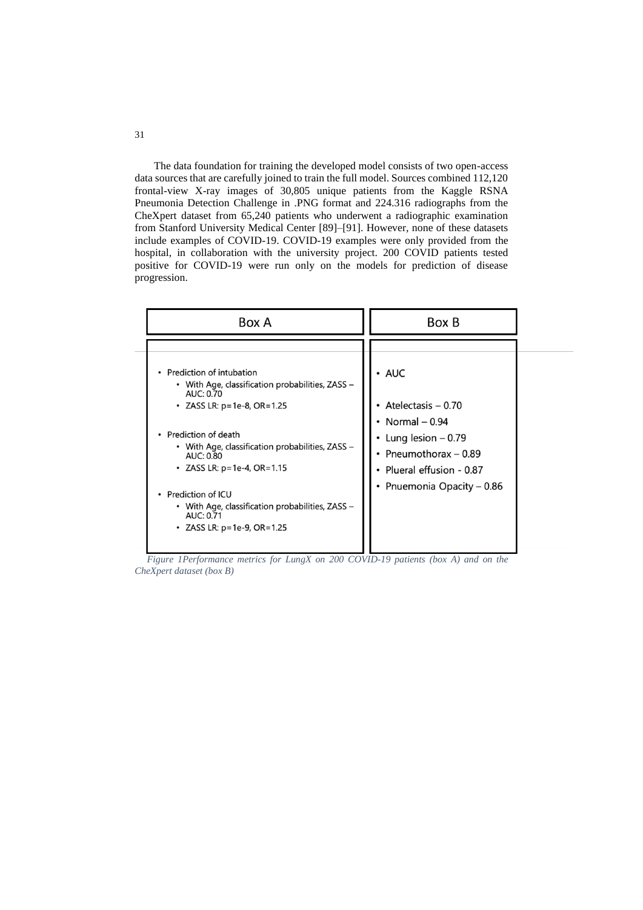The data foundation for training the developed model consists of two open-access data sources that are carefully joined to train the full model. Sources combined 112,120 frontal-view X-ray images of 30,805 unique patients from the Kaggle RSNA Pneumonia Detection Challenge in .PNG format and 224.316 radiographs from the CheXpert dataset from 65,240 patients who underwent a radiographic examination from Stanford University Medical Center [89]–[91]. However, none of these datasets include examples of COVID-19. COVID-19 examples were only provided from the hospital, in collaboration with the university project. 200 COVID patients tested positive for COVID-19 were run only on the models for prediction of disease progression.

| Box A | Box B |
| --- | --- |
| • Prediction of intubation<br>  • With Age, classification probabilities, ZASS – AUC: 0.70<br>  • ZASS LR: p=1e-8, OR=1.25<br><br>• Prediction of death<br>  • With Age, classification probabilities, ZASS – AUC: 0.80<br>  • ZASS LR: p=1e-4, OR=1.15<br><br>• Prediction of ICU<br>  • With Age, classification probabilities, ZASS – AUC: 0.71<br>  • ZASS LR: p=1e-9, OR=1.25 | • AUC<br><br>• Atelectasis – 0.70<br>• Normal – 0.94<br>• Lung lesion – 0.79<br>• Pneumothorax – 0.89<br>• Plueral effusion - 0.87<br>• Pnuemonia Opacity – 0.86 |

*Figure 1Performance metrics for LungX on 200 COVID-19 patients (box A) and on the CheXpert dataset (box B)*